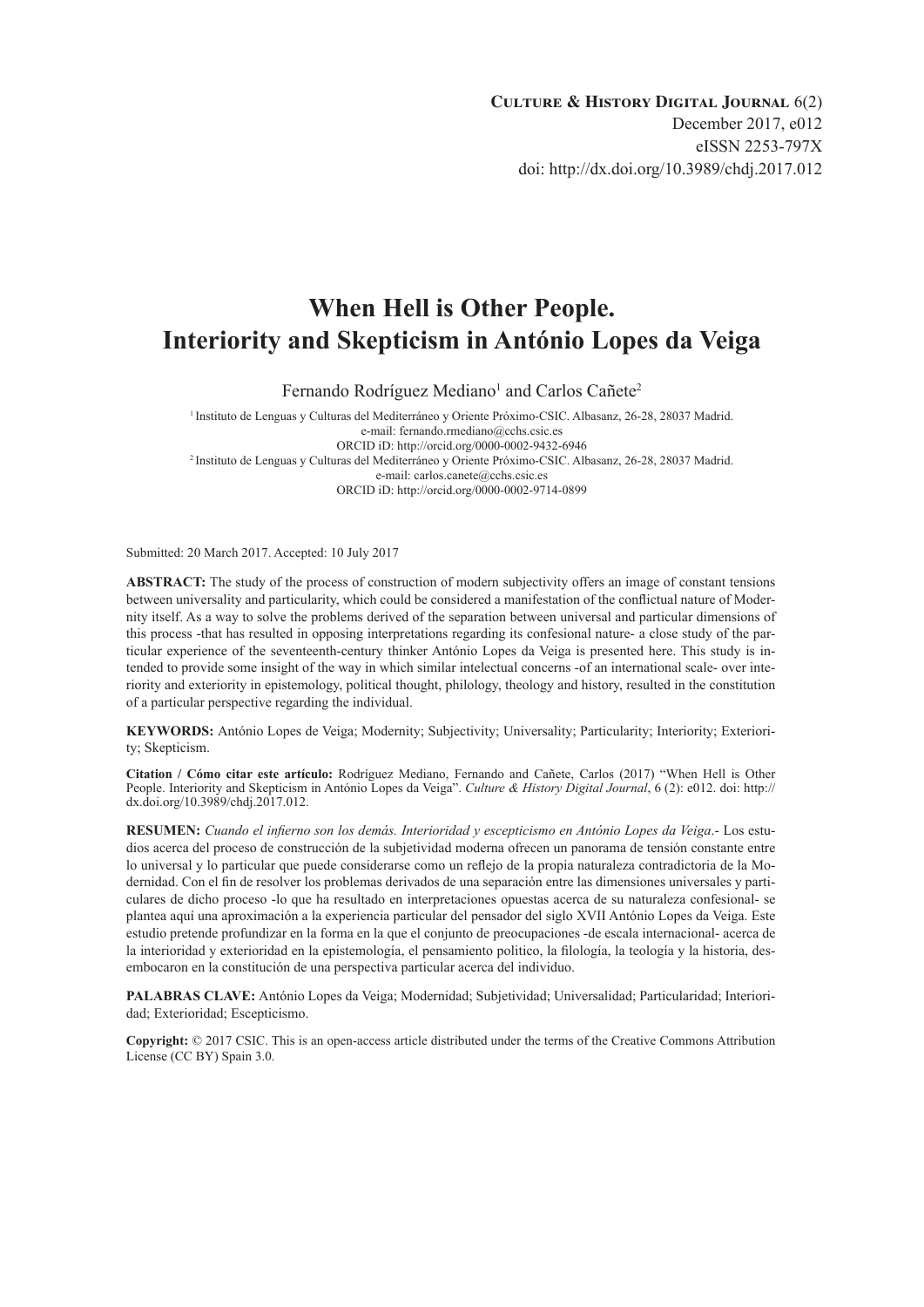**Culture & History Digital Journal** 6(2)
December 2017, e012
eISSN 2253-797X
doi: http://dx.doi.org/10.3989/chdj.2017.012

# When Hell is Other People. Interiority and Skepticism in António Lopes da Veiga

Fernando Rodríguez Mediano[1] and Carlos Cañete[2]

[1] Instituto de Lenguas y Culturas del Mediterráneo y Oriente Próximo-CSIC. Albasanz, 26-28, 28037 Madrid.
e-mail: fernando.rmediano@cchs.csic.es
ORCID iD: http://orcid.org/0000-0002-9432-6946

[2] Instituto de Lenguas y Culturas del Mediterráneo y Oriente Próximo-CSIC. Albasanz, 26-28, 28037 Madrid.
e-mail: carlos.canete@cchs.csic.es
ORCID iD: http://orcid.org/0000-0002-9714-0899

Submitted: 20 March 2017. Accepted: 10 July 2017

**ABSTRACT:** The study of the process of construction of modern subjectivity offers an image of constant tensions between universality and particularity, which could be considered a manifestation of the conflictual nature of Modernity itself. As a way to solve the problems derived of the separation between universal and particular dimensions of this process -that has resulted in opposing interpretations regarding its confesional nature- a close study of the particular experience of the seventeenth-century thinker António Lopes da Veiga is presented here. This study is intended to provide some insight of the way in which similar intelectual concerns -of an international scale- over interiority and exteriority in epistemology, political thought, philology, theology and history, resulted in the constitution of a particular perspective regarding the individual.

**KEYWORDS:** António Lopes de Veiga; Modernity; Subjectivity; Universality; Particularity; Interiority; Exteriority; Skepticism.

**Citation / Cómo citar este artículo:** Rodríguez Mediano, Fernando and Cañete, Carlos (2017) "When Hell is Other People. Interiority and Skepticism in António Lopes da Veiga". *Culture & History Digital Journal*, 6 (2): e012. doi: http://dx.doi.org/10.3989/chdj.2017.012.

**RESUMEN:** *Cuando el infierno son los demás. Interioridad y escepticismo en António Lopes da Veiga*.- Los estudios acerca del proceso de construcción de la subjetividad moderna ofrecen un panorama de tensión constante entre lo universal y lo particular que puede considerarse como un reflejo de la propia naturaleza contradictoria de la Modernidad. Con el fin de resolver los problemas derivados de una separación entre las dimensiones universales y particulares de dicho proceso -lo que ha resultado en interpretaciones opuestas acerca de su naturaleza confesional- se plantea aquí una aproximación a la experiencia particular del pensador del siglo XVII António Lopes da Veiga. Este estudio pretende profundizar en la forma en la que el conjunto de preocupaciones -de escala internacional- acerca de la interioridad y exterioridad en la epistemología, el pensamiento politico, la filología, la teología y la historia, desembocaron en la constitución de una perspectiva particular acerca del individuo.

**PALABRAS CLAVE:** António Lopes da Veiga; Modernidad; Subjetividad; Universalidad; Particularidad; Interioridad; Exterioridad; Escepticismo.

**Copyright:** © 2017 CSIC. This is an open-access article distributed under the terms of the Creative Commons Attribution License (CC BY) Spain 3.0.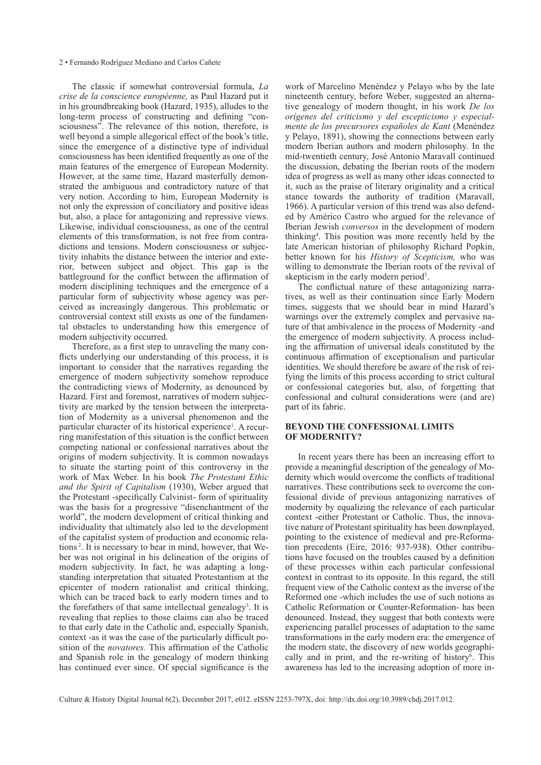The classic if somewhat controversial formula, *La crise de la conscience européenne,* as Paul Hazard put it in his groundbreaking book (Hazard, 1935), alludes to the long-term process of constructing and defining "consciousness". The relevance of this notion, therefore, is well beyond a simple allegorical effect of the book's title, since the emergence of a distinctive type of individual consciousness has been identified frequently as one of the main features of the emergence of European Modernity. However, at the same time, Hazard masterfully demonstrated the ambiguous and contradictory nature of that very notion. According to him, European Modernity is not only the expression of conciliatory and positive ideas but, also, a place for antagonizing and repressive views. Likewise, individual consciousness, as one of the central elements of this transformation, is not free from contradictions and tensions. Modern consciousness or subjectivity inhabits the distance between the interior and exterior, between subject and object. This gap is the battleground for the conflict between the affirmation of modern disciplining techniques and the emergence of a particular form of subjectivity whose agency was perceived as increasingly dangerous. This problematic or controversial context still exists as one of the fundamental obstacles to understanding how this emergence of modern subjectivity occurred.

Therefore, as a first step to unraveling the many conflicts underlying our understanding of this process, it is important to consider that the narratives regarding the emergence of modern subjectivity somehow reproduce the contradicting views of Modernity, as denounced by Hazard. First and foremost, narratives of modern subjectivity are marked by the tension between the interpretation of Modernity as a universal phenomenon and the particular character of its historical experience[1]. A recurring manifestation of this situation is the conflict between competing national or confessional narratives about the origins of modern subjectivity. It is common nowadays to situate the starting point of this controversy in the work of Max Weber. In his book *The Protestant Ethic and the Spirit of Capitalism* (1930), Weber argued that the Protestant -specifically Calvinist- form of spirituality was the basis for a progressive "disenchantment of the world", the modern development of critical thinking and individuality that ultimately also led to the development of the capitalist system of production and economic relations[2]. It is necessary to bear in mind, however, that Weber was not original in his delineation of the origins of modern subjectivity. In fact, he was adapting a long-standing interpretation that situated Protestantism at the epicenter of modern rationalist and critical thinking, which can be traced back to early modern times and to the forefathers of that same intellectual genealogy[3]. It is revealing that replies to those claims can also be traced to that early date in the Catholic and, especially Spanish, context -as it was the case of the particularly difficult position of the *novatores.* This affirmation of the Catholic and Spanish role in the genealogy of modern thinking has continued ever since. Of special significance is the work of Marcelino Menéndez y Pelayo who by the late nineteenth century, before Weber, suggested an alternative genealogy of modern thought, in his work *De los orígenes del criticismo y del escepticismo y especialmente de los precursores españoles de Kant* (Menéndez y Pelayo, 1891), showing the connections between early modern Iberian authors and modern philosophy. In the mid-twentieth century, José Antonio Maravall continued the discussion, debating the Iberian roots of the modern idea of progress as well as many other ideas connected to it, such as the praise of literary originality and a critical stance towards the authority of tradition (Maravall, 1966). A particular version of this trend was also defended by Américo Castro who argued for the relevance of Iberian Jewish *conversos* in the development of modern thinking[4]. This position was more recently held by the late American historian of philosophy Richard Popkin, better known for his *History of Scepticism,* who was willing to demonstrate the Iberian roots of the revival of skepticism in the early modern period[5].

The conflictual nature of these antagonizing narratives, as well as their continuation since Early Modern times, suggests that we should bear in mind Hazard's warnings over the extremely complex and pervasive nature of that ambivalence in the process of Modernity -and the emergence of modern subjectivity. A process including the affirmation of universal ideals constituted by the continuous affirmation of exceptionalism and particular identities. We should therefore be aware of the risk of reifying the limits of this process according to strict cultural or confessional categories but, also, of forgetting that confessional and cultural considerations were (and are) part of its fabric.

## BEYOND THE CONFESSIONAL LIMITS OF MODERNITY?

In recent years there has been an increasing effort to provide a meaningful description of the genealogy of Modernity which would overcome the conflicts of traditional narratives. These contributions seek to overcome the confessional divide of previous antagonizing narratives of modernity by equalizing the relevance of each particular context -either Protestant or Catholic. Thus, the innovative nature of Protestant spirituality has been downplayed, pointing to the existence of medieval and pre-Reformation precedents (Eire, 2016: 937-938). Other contributions have focused on the troubles caused by a definition of these processes within each particular confessional context in contrast to its opposite. In this regard, the still frequent view of the Catholic context as the inverse of the Reformed one -which includes the use of such notions as Catholic Reformation or Counter-Reformation- has been denounced. Instead, they suggest that both contexts were experiencing parallel processes of adaptation to the same transformations in the early modern era: the emergence of the modern state, the discovery of new worlds geographically and in print, and the re-writing of history[6]. This awareness has led to the increasing adoption of more in-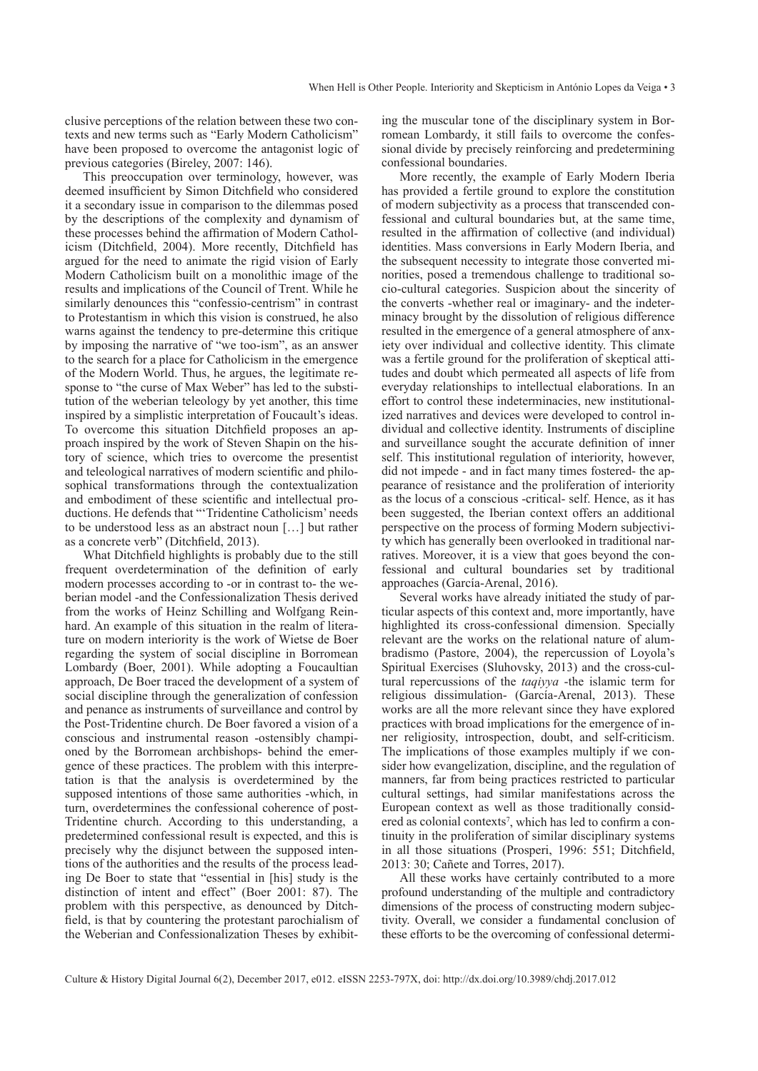clusive perceptions of the relation between these two contexts and new terms such as "Early Modern Catholicism" have been proposed to overcome the antagonist logic of previous categories (Bireley, 2007: 146).

This preoccupation over terminology, however, was deemed insufficient by Simon Ditchfield who considered it a secondary issue in comparison to the dilemmas posed by the descriptions of the complexity and dynamism of these processes behind the affirmation of Modern Catholicism (Ditchfield, 2004). More recently, Ditchfield has argued for the need to animate the rigid vision of Early Modern Catholicism built on a monolithic image of the results and implications of the Council of Trent. While he similarly denounces this "confessio-centrism" in contrast to Protestantism in which this vision is construed, he also warns against the tendency to pre-determine this critique by imposing the narrative of "we too-ism", as an answer to the search for a place for Catholicism in the emergence of the Modern World. Thus, he argues, the legitimate response to "the curse of Max Weber" has led to the substitution of the weberian teleology by yet another, this time inspired by a simplistic interpretation of Foucault's ideas. To overcome this situation Ditchfield proposes an approach inspired by the work of Steven Shapin on the history of science, which tries to overcome the presentist and teleological narratives of modern scientific and philosophical transformations through the contextualization and embodiment of these scientific and intellectual productions. He defends that "'Tridentine Catholicism' needs to be understood less as an abstract noun […] but rather as a concrete verb" (Ditchfield, 2013).

What Ditchfield highlights is probably due to the still frequent overdetermination of the definition of early modern processes according to -or in contrast to- the weberian model -and the Confessionalization Thesis derived from the works of Heinz Schilling and Wolfgang Reinhard. An example of this situation in the realm of literature on modern interiority is the work of Wietse de Boer regarding the system of social discipline in Borromean Lombardy (Boer, 2001). While adopting a Foucaultian approach, De Boer traced the development of a system of social discipline through the generalization of confession and penance as instruments of surveillance and control by the Post-Tridentine church. De Boer favored a vision of a conscious and instrumental reason -ostensibly championed by the Borromean archbishops- behind the emergence of these practices. The problem with this interpretation is that the analysis is overdetermined by the supposed intentions of those same authorities -which, in turn, overdetermines the confessional coherence of post-Tridentine church. According to this understanding, a predetermined confessional result is expected, and this is precisely why the disjunct between the supposed intentions of the authorities and the results of the process leading De Boer to state that "essential in [his] study is the distinction of intent and effect" (Boer 2001: 87). The problem with this perspective, as denounced by Ditchfield, is that by countering the protestant parochialism of the Weberian and Confessionalization Theses by exhibiting the muscular tone of the disciplinary system in Borromean Lombardy, it still fails to overcome the confessional divide by precisely reinforcing and predetermining confessional boundaries.

More recently, the example of Early Modern Iberia has provided a fertile ground to explore the constitution of modern subjectivity as a process that transcended confessional and cultural boundaries but, at the same time, resulted in the affirmation of collective (and individual) identities. Mass conversions in Early Modern Iberia, and the subsequent necessity to integrate those converted minorities, posed a tremendous challenge to traditional socio-cultural categories. Suspicion about the sincerity of the converts -whether real or imaginary- and the indeterminacy brought by the dissolution of religious difference resulted in the emergence of a general atmosphere of anxiety over individual and collective identity. This climate was a fertile ground for the proliferation of skeptical attitudes and doubt which permeated all aspects of life from everyday relationships to intellectual elaborations. In an effort to control these indeterminacies, new institutionalized narratives and devices were developed to control individual and collective identity. Instruments of discipline and surveillance sought the accurate definition of inner self. This institutional regulation of interiority, however, did not impede - and in fact many times fostered- the appearance of resistance and the proliferation of interiority as the locus of a conscious -critical- self. Hence, as it has been suggested, the Iberian context offers an additional perspective on the process of forming Modern subjectivity which has generally been overlooked in traditional narratives. Moreover, it is a view that goes beyond the confessional and cultural boundaries set by traditional approaches (García-Arenal, 2016).

Several works have already initiated the study of particular aspects of this context and, more importantly, have highlighted its cross-confessional dimension. Specially relevant are the works on the relational nature of alumbradismo (Pastore, 2004), the repercussion of Loyola's Spiritual Exercises (Sluhovsky, 2013) and the cross-cultural repercussions of the *taqiyya* -the islamic term for religious dissimulation- (García-Arenal, 2013). These works are all the more relevant since they have explored practices with broad implications for the emergence of inner religiosity, introspection, doubt, and self-criticism. The implications of those examples multiply if we consider how evangelization, discipline, and the regulation of manners, far from being practices restricted to particular cultural settings, had similar manifestations across the European context as well as those traditionally considered as colonial contexts[7], which has led to confirm a continuity in the proliferation of similar disciplinary systems in all those situations (Prosperi, 1996: 551; Ditchfield, 2013: 30; Cañete and Torres, 2017).

All these works have certainly contributed to a more profound understanding of the multiple and contradictory dimensions of the process of constructing modern subjectivity. Overall, we consider a fundamental conclusion of these efforts to be the overcoming of confessional determi-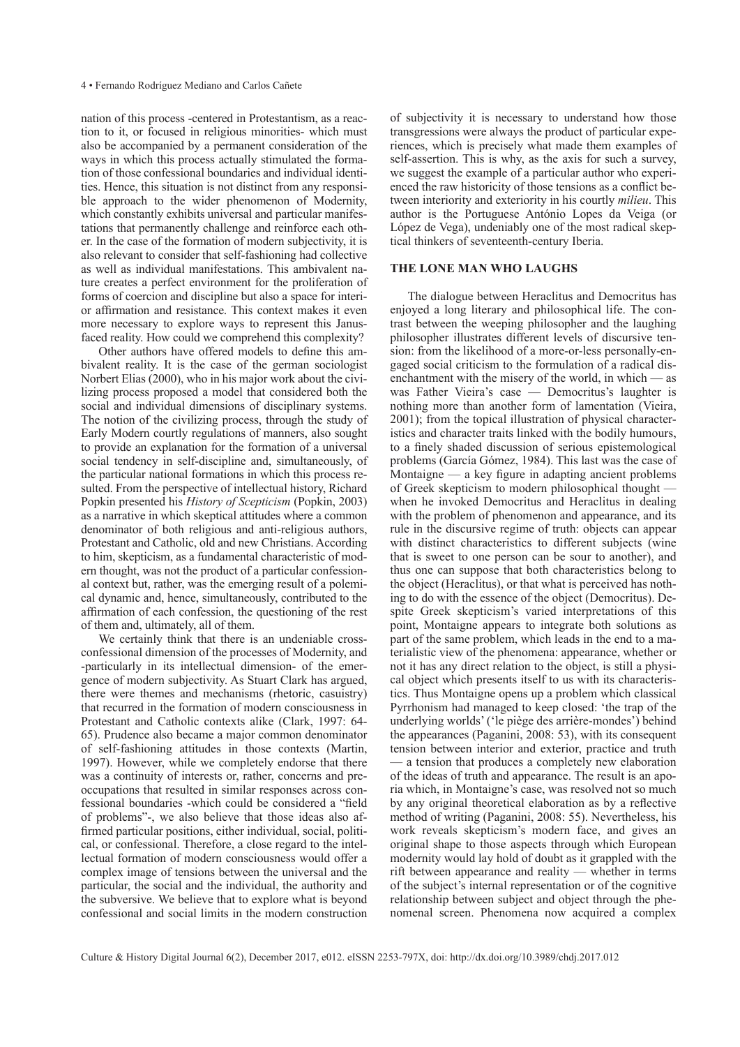nation of this process -centered in Protestantism, as a reaction to it, or focused in religious minorities- which must also be accompanied by a permanent consideration of the ways in which this process actually stimulated the formation of those confessional boundaries and individual identities. Hence, this situation is not distinct from any responsible approach to the wider phenomenon of Modernity, which constantly exhibits universal and particular manifestations that permanently challenge and reinforce each other. In the case of the formation of modern subjectivity, it is also relevant to consider that self-fashioning had collective as well as individual manifestations. This ambivalent nature creates a perfect environment for the proliferation of forms of coercion and discipline but also a space for interior affirmation and resistance. This context makes it even more necessary to explore ways to represent this Janus-faced reality. How could we comprehend this complexity?

Other authors have offered models to define this ambivalent reality. It is the case of the german sociologist Norbert Elias (2000), who in his major work about the civilizing process proposed a model that considered both the social and individual dimensions of disciplinary systems. The notion of the civilizing process, through the study of Early Modern courtly regulations of manners, also sought to provide an explanation for the formation of a universal social tendency in self-discipline and, simultaneously, of the particular national formations in which this process resulted. From the perspective of intellectual history, Richard Popkin presented his *History of Scepticism* (Popkin, 2003) as a narrative in which skeptical attitudes where a common denominator of both religious and anti-religious authors, Protestant and Catholic, old and new Christians. According to him, skepticism, as a fundamental characteristic of modern thought, was not the product of a particular confessional context but, rather, was the emerging result of a polemical dynamic and, hence, simultaneously, contributed to the affirmation of each confession, the questioning of the rest of them and, ultimately, all of them.

We certainly think that there is an undeniable cross-confessional dimension of the processes of Modernity, and -particularly in its intellectual dimension- of the emergence of modern subjectivity. As Stuart Clark has argued, there were themes and mechanisms (rhetoric, casuistry) that recurred in the formation of modern consciousness in Protestant and Catholic contexts alike (Clark, 1997: 64-65). Prudence also became a major common denominator of self-fashioning attitudes in those contexts (Martin, 1997). However, while we completely endorse that there was a continuity of interests or, rather, concerns and preoccupations that resulted in similar responses across confessional boundaries -which could be considered a "field of problems"-, we also believe that those ideas also affirmed particular positions, either individual, social, political, or confessional. Therefore, a close regard to the intellectual formation of modern consciousness would offer a complex image of tensions between the universal and the particular, the social and the individual, the authority and the subversive. We believe that to explore what is beyond confessional and social limits in the modern construction of subjectivity it is necessary to understand how those transgressions were always the product of particular experiences, which is precisely what made them examples of self-assertion. This is why, as the axis for such a survey, we suggest the example of a particular author who experienced the raw historicity of those tensions as a conflict between interiority and exteriority in his courtly *milieu*. This author is the Portuguese António Lopes da Veiga (or López de Vega), undeniably one of the most radical skeptical thinkers of seventeenth-century Iberia.

## THE LONE MAN WHO LAUGHS

The dialogue between Heraclitus and Democritus has enjoyed a long literary and philosophical life. The contrast between the weeping philosopher and the laughing philosopher illustrates different levels of discursive tension: from the likelihood of a more-or-less personally-engaged social criticism to the formulation of a radical disenchantment with the misery of the world, in which — as was Father Vieira's case — Democritus's laughter is nothing more than another form of lamentation (Vieira, 2001); from the topical illustration of physical characteristics and character traits linked with the bodily humours, to a finely shaded discussion of serious epistemological problems (García Gómez, 1984). This last was the case of Montaigne — a key figure in adapting ancient problems of Greek skepticism to modern philosophical thought — when he invoked Democritus and Heraclitus in dealing with the problem of phenomenon and appearance, and its rule in the discursive regime of truth: objects can appear with distinct characteristics to different subjects (wine that is sweet to one person can be sour to another), and thus one can suppose that both characteristics belong to the object (Heraclitus), or that what is perceived has nothing to do with the essence of the object (Democritus). Despite Greek skepticism's varied interpretations of this point, Montaigne appears to integrate both solutions as part of the same problem, which leads in the end to a materialistic view of the phenomena: appearance, whether or not it has any direct relation to the object, is still a physical object which presents itself to us with its characteristics. Thus Montaigne opens up a problem which classical Pyrrhonism had managed to keep closed: 'the trap of the underlying worlds' ('le piège des arrière-mondes') behind the appearances (Paganini, 2008: 53), with its consequent tension between interior and exterior, practice and truth — a tension that produces a completely new elaboration of the ideas of truth and appearance. The result is an aporia which, in Montaigne's case, was resolved not so much by any original theoretical elaboration as by a reflective method of writing (Paganini, 2008: 55). Nevertheless, his work reveals skepticism's modern face, and gives an original shape to those aspects through which European modernity would lay hold of doubt as it grappled with the rift between appearance and reality — whether in terms of the subject's internal representation or of the cognitive relationship between subject and object through the phenomenal screen. Phenomena now acquired a complex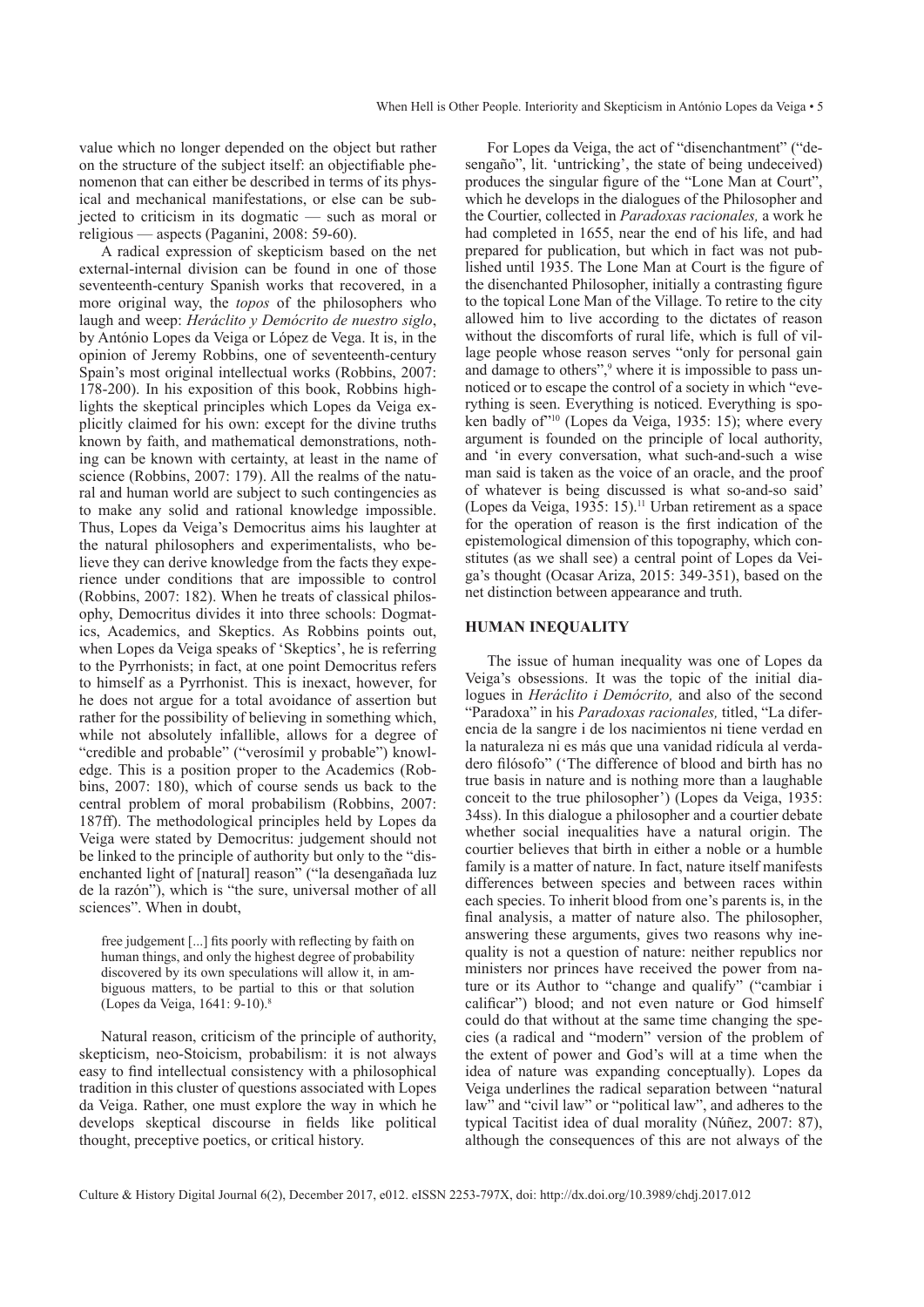value which no longer depended on the object but rather on the structure of the subject itself: an objectifiable phenomenon that can either be described in terms of its physical and mechanical manifestations, or else can be subjected to criticism in its dogmatic — such as moral or religious — aspects (Paganini, 2008: 59-60).

A radical expression of skepticism based on the net external-internal division can be found in one of those seventeenth-century Spanish works that recovered, in a more original way, the *topos* of the philosophers who laugh and weep: *Heráclito y Demócrito de nuestro siglo*, by António Lopes da Veiga or López de Vega. It is, in the opinion of Jeremy Robbins, one of seventeenth-century Spain's most original intellectual works (Robbins, 2007: 178-200). In his exposition of this book, Robbins highlights the skeptical principles which Lopes da Veiga explicitly claimed for his own: except for the divine truths known by faith, and mathematical demonstrations, nothing can be known with certainty, at least in the name of science (Robbins, 2007: 179). All the realms of the natural and human world are subject to such contingencies as to make any solid and rational knowledge impossible. Thus, Lopes da Veiga's Democritus aims his laughter at the natural philosophers and experimentalists, who believe they can derive knowledge from the facts they experience under conditions that are impossible to control (Robbins, 2007: 182). When he treats of classical philosophy, Democritus divides it into three schools: Dogmatics, Academics, and Skeptics. As Robbins points out, when Lopes da Veiga speaks of 'Skeptics', he is referring to the Pyrrhonists; in fact, at one point Democritus refers to himself as a Pyrrhonist. This is inexact, however, for he does not argue for a total avoidance of assertion but rather for the possibility of believing in something which, while not absolutely infallible, allows for a degree of "credible and probable" ("verosímil y probable") knowledge. This is a position proper to the Academics (Robbins, 2007: 180), which of course sends us back to the central problem of moral probabilism (Robbins, 2007: 187ff). The methodological principles held by Lopes da Veiga were stated by Democritus: judgement should not be linked to the principle of authority but only to the "disenchanted light of [natural] reason" ("la desengañada luz de la razón"), which is "the sure, universal mother of all sciences". When in doubt,

> free judgement [...] fits poorly with reflecting by faith on human things, and only the highest degree of probability discovered by its own speculations will allow it, in ambiguous matters, to be partial to this or that solution (Lopes da Veiga, 1641: 9-10).[8]

Natural reason, criticism of the principle of authority, skepticism, neo-Stoicism, probabilism: it is not always easy to find intellectual consistency with a philosophical tradition in this cluster of questions associated with Lopes da Veiga. Rather, one must explore the way in which he develops skeptical discourse in fields like political thought, preceptive poetics, or critical history.

For Lopes da Veiga, the act of "disenchantment" ("desengaño", lit. 'untricking', the state of being undeceived) produces the singular figure of the "Lone Man at Court", which he develops in the dialogues of the Philosopher and the Courtier, collected in *Paradoxas racionales,* a work he had completed in 1655, near the end of his life, and had prepared for publication, but which in fact was not published until 1935. The Lone Man at Court is the figure of the disenchanted Philosopher, initially a contrasting figure to the topical Lone Man of the Village. To retire to the city allowed him to live according to the dictates of reason without the discomforts of rural life, which is full of village people whose reason serves "only for personal gain and damage to others",[9] where it is impossible to pass unnoticed or to escape the control of a society in which "everything is seen. Everything is noticed. Everything is spoken badly of"[10] (Lopes da Veiga, 1935: 15); where every argument is founded on the principle of local authority, and 'in every conversation, what such-and-such a wise man said is taken as the voice of an oracle, and the proof of whatever is being discussed is what so-and-so said' (Lopes da Veiga, 1935: 15).[11] Urban retirement as a space for the operation of reason is the first indication of the epistemological dimension of this topography, which constitutes (as we shall see) a central point of Lopes da Veiga's thought (Ocasar Ariza, 2015: 349-351), based on the net distinction between appearance and truth.

## HUMAN INEQUALITY

The issue of human inequality was one of Lopes da Veiga's obsessions. It was the topic of the initial dialogues in *Heráclito i Demócrito,* and also of the second "Paradoxa" in his *Paradoxas racionales,* titled, "La diferencia de la sangre i de los nacimientos ni tiene verdad en la naturaleza ni es más que una vanidad ridícula al verdadero filósofo" ('The difference of blood and birth has no true basis in nature and is nothing more than a laughable conceit to the true philosopher') (Lopes da Veiga, 1935: 34ss). In this dialogue a philosopher and a courtier debate whether social inequalities have a natural origin. The courtier believes that birth in either a noble or a humble family is a matter of nature. In fact, nature itself manifests differences between species and between races within each species. To inherit blood from one's parents is, in the final analysis, a matter of nature also. The philosopher, answering these arguments, gives two reasons why inequality is not a question of nature: neither republics nor ministers nor princes have received the power from nature or its Author to "change and qualify" ("cambiar i calificar") blood; and not even nature or God himself could do that without at the same time changing the species (a radical and "modern" version of the problem of the extent of power and God's will at a time when the idea of nature was expanding conceptually). Lopes da Veiga underlines the radical separation between "natural law" and "civil law" or "political law", and adheres to the typical Tacitist idea of dual morality (Núñez, 2007: 87), although the consequences of this are not always of the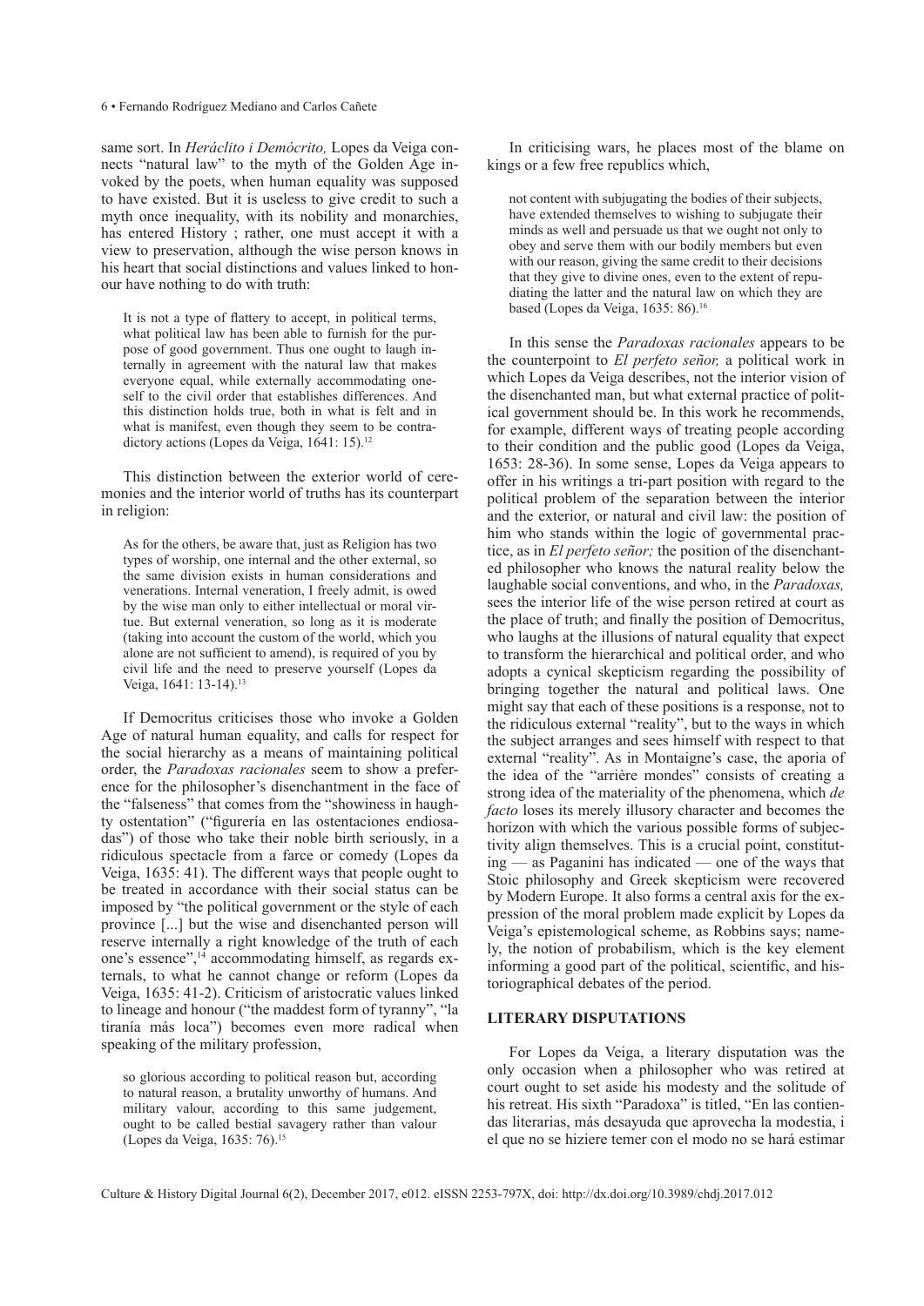same sort. In *Heráclito i Demócrito,* Lopes da Veiga connects "natural law" to the myth of the Golden Age invoked by the poets, when human equality was supposed to have existed. But it is useless to give credit to such a myth once inequality, with its nobility and monarchies, has entered History ; rather, one must accept it with a view to preservation, although the wise person knows in his heart that social distinctions and values linked to honour have nothing to do with truth:

> It is not a type of flattery to accept, in political terms, what political law has been able to furnish for the purpose of good government. Thus one ought to laugh internally in agreement with the natural law that makes everyone equal, while externally accommodating oneself to the civil order that establishes differences. And this distinction holds true, both in what is felt and in what is manifest, even though they seem to be contradictory actions (Lopes da Veiga, 1641: 15).[12]

This distinction between the exterior world of ceremonies and the interior world of truths has its counterpart in religion:

> As for the others, be aware that, just as Religion has two types of worship, one internal and the other external, so the same division exists in human considerations and venerations. Internal veneration, I freely admit, is owed by the wise man only to either intellectual or moral virtue. But external veneration, so long as it is moderate (taking into account the custom of the world, which you alone are not sufficient to amend), is required of you by civil life and the need to preserve yourself (Lopes da Veiga, 1641: 13-14).[13]

If Democritus criticises those who invoke a Golden Age of natural human equality, and calls for respect for the social hierarchy as a means of maintaining political order, the *Paradoxas racionales* seem to show a preference for the philosopher's disenchantment in the face of the "falseness" that comes from the "showiness in haughty ostentation" ("figurería en las ostentaciones endiosadas") of those who take their noble birth seriously, in a ridiculous spectacle from a farce or comedy (Lopes da Veiga, 1635: 41). The different ways that people ought to be treated in accordance with their social status can be imposed by "the political government or the style of each province [...] but the wise and disenchanted person will reserve internally a right knowledge of the truth of each one's essence",[14] accommodating himself, as regards externals, to what he cannot change or reform (Lopes da Veiga, 1635: 41-2). Criticism of aristocratic values linked to lineage and honour ("the maddest form of tyranny", "la tiranía más loca") becomes even more radical when speaking of the military profession,

> so glorious according to political reason but, according to natural reason, a brutality unworthy of humans. And military valour, according to this same judgement, ought to be called bestial savagery rather than valour (Lopes da Veiga, 1635: 76).[15]

In criticising wars, he places most of the blame on kings or a few free republics which,

> not content with subjugating the bodies of their subjects, have extended themselves to wishing to subjugate their minds as well and persuade us that we ought not only to obey and serve them with our bodily members but even with our reason, giving the same credit to their decisions that they give to divine ones, even to the extent of repudiating the latter and the natural law on which they are based (Lopes da Veiga, 1635: 86).[16]

In this sense the *Paradoxas racionales* appears to be the counterpoint to *El perfeto señor,* a political work in which Lopes da Veiga describes, not the interior vision of the disenchanted man, but what external practice of political government should be. In this work he recommends, for example, different ways of treating people according to their condition and the public good (Lopes da Veiga, 1653: 28-36). In some sense, Lopes da Veiga appears to offer in his writings a tri-part position with regard to the political problem of the separation between the interior and the exterior, or natural and civil law: the position of him who stands within the logic of governmental practice, as in *El perfeto señor;* the position of the disenchanted philosopher who knows the natural reality below the laughable social conventions, and who, in the *Paradoxas,* sees the interior life of the wise person retired at court as the place of truth; and finally the position of Democritus, who laughs at the illusions of natural equality that expect to transform the hierarchical and political order, and who adopts a cynical skepticism regarding the possibility of bringing together the natural and political laws. One might say that each of these positions is a response, not to the ridiculous external "reality", but to the ways in which the subject arranges and sees himself with respect to that external "reality". As in Montaigne's case, the aporia of the idea of the "arrière mondes" consists of creating a strong idea of the materiality of the phenomena, which *de facto* loses its merely illusory character and becomes the horizon with which the various possible forms of subjectivity align themselves. This is a crucial point, constituting — as Paganini has indicated — one of the ways that Stoic philosophy and Greek skepticism were recovered by Modern Europe. It also forms a central axis for the expression of the moral problem made explicit by Lopes da Veiga's epistemological scheme, as Robbins says; namely, the notion of probabilism, which is the key element informing a good part of the political, scientific, and historiographical debates of the period.

## LITERARY DISPUTATIONS

For Lopes da Veiga, a literary disputation was the only occasion when a philosopher who was retired at court ought to set aside his modesty and the solitude of his retreat. His sixth "Paradoxa" is titled, "En las contiendas literarias, más desayuda que aprovecha la modestia, i el que no se hiziere temer con el modo no se hará estimar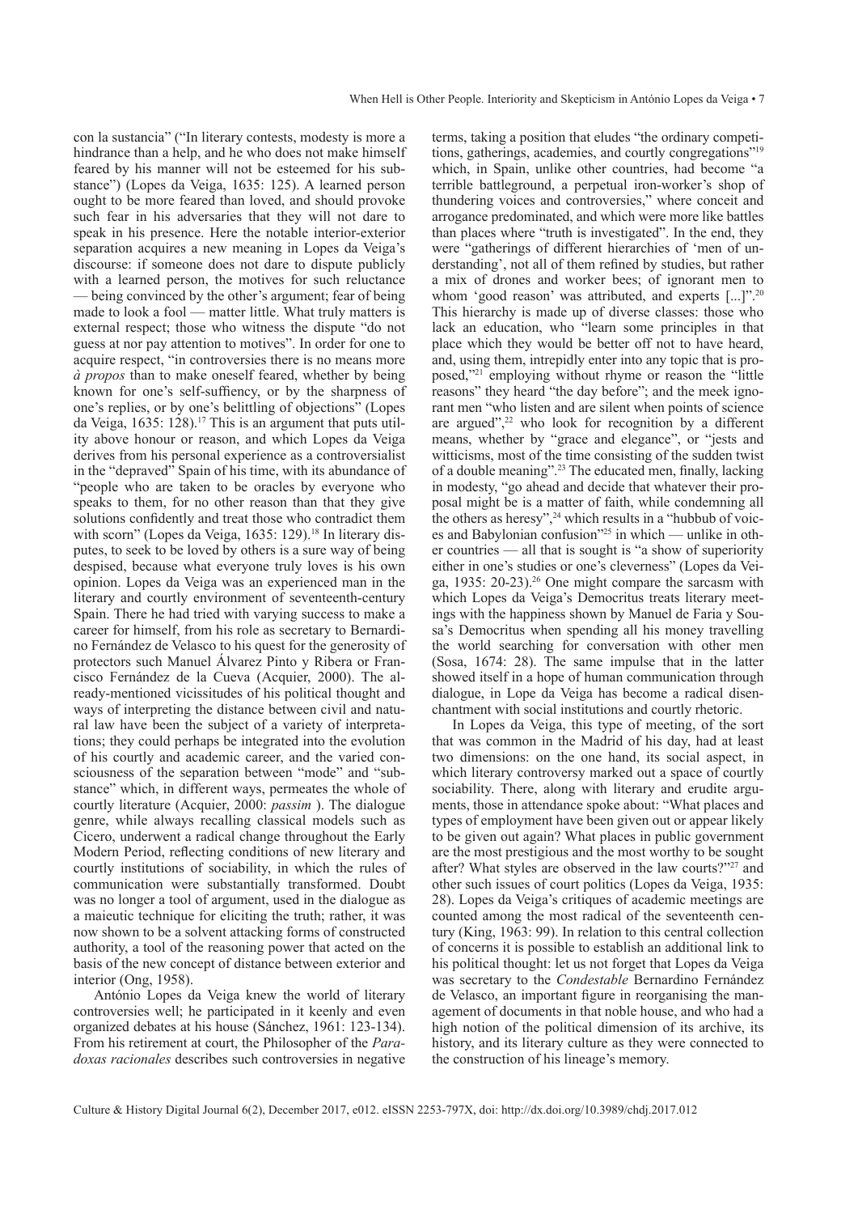con la sustancia" ("In literary contests, modesty is more a hindrance than a help, and he who does not make himself feared by his manner will not be esteemed for his substance") (Lopes da Veiga, 1635: 125). A learned person ought to be more feared than loved, and should provoke such fear in his adversaries that they will not dare to speak in his presence. Here the notable interior-exterior separation acquires a new meaning in Lopes da Veiga's discourse: if someone does not dare to dispute publicly with a learned person, the motives for such reluctance — being convinced by the other's argument; fear of being made to look a fool — matter little. What truly matters is external respect; those who witness the dispute "do not guess at nor pay attention to motives". In order for one to acquire respect, "in controversies there is no means more *à propos* than to make oneself feared, whether by being known for one's self-suffiency, or by the sharpness of one's replies, or by one's belittling of objections" (Lopes da Veiga, 1635: 128).[17] This is an argument that puts utility above honour or reason, and which Lopes da Veiga derives from his personal experience as a controversialist in the "depraved" Spain of his time, with its abundance of "people who are taken to be oracles by everyone who speaks to them, for no other reason than that they give solutions confidently and treat those who contradict them with scorn" (Lopes da Veiga, 1635: 129).[18] In literary disputes, to seek to be loved by others is a sure way of being despised, because what everyone truly loves is his own opinion. Lopes da Veiga was an experienced man in the literary and courtly environment of seventeenth-century Spain. There he had tried with varying success to make a career for himself, from his role as secretary to Bernardino Fernández de Velasco to his quest for the generosity of protectors such Manuel Álvarez Pinto y Ribera or Francisco Fernández de la Cueva (Acquier, 2000). The already-mentioned vicissitudes of his political thought and ways of interpreting the distance between civil and natural law have been the subject of a variety of interpretations; they could perhaps be integrated into the evolution of his courtly and academic career, and the varied consciousness of the separation between "mode" and "substance" which, in different ways, permeates the whole of courtly literature (Acquier, 2000: *passim* ). The dialogue genre, while always recalling classical models such as Cicero, underwent a radical change throughout the Early Modern Period, reflecting conditions of new literary and courtly institutions of sociability, in which the rules of communication were substantially transformed. Doubt was no longer a tool of argument, used in the dialogue as a maieutic technique for eliciting the truth; rather, it was now shown to be a solvent attacking forms of constructed authority, a tool of the reasoning power that acted on the basis of the new concept of distance between exterior and interior (Ong, 1958).

António Lopes da Veiga knew the world of literary controversies well; he participated in it keenly and even organized debates at his house (Sánchez, 1961: 123-134). From his retirement at court, the Philosopher of the *Paradoxas racionales* describes such controversies in negative terms, taking a position that eludes "the ordinary competitions, gatherings, academies, and courtly congregations"[19] which, in Spain, unlike other countries, had become "a terrible battleground, a perpetual iron-worker's shop of thundering voices and controversies," where conceit and arrogance predominated, and which were more like battles than places where "truth is investigated". In the end, they were "gatherings of different hierarchies of 'men of understanding', not all of them refined by studies, but rather a mix of drones and worker bees; of ignorant men to whom 'good reason' was attributed, and experts [...]".[20] This hierarchy is made up of diverse classes: those who lack an education, who "learn some principles in that place which they would be better off not to have heard, and, using them, intrepidly enter into any topic that is proposed,"[21] employing without rhyme or reason the "little reasons" they heard "the day before"; and the meek ignorant men "who listen and are silent when points of science are argued",[22] who look for recognition by a different means, whether by "grace and elegance", or "jests and witticisms, most of the time consisting of the sudden twist of a double meaning".[23] The educated men, finally, lacking in modesty, "go ahead and decide that whatever their proposal might be is a matter of faith, while condemning all the others as heresy",[24] which results in a "hubbub of voices and Babylonian confusion"[25] in which — unlike in other countries — all that is sought is "a show of superiority either in one's studies or one's cleverness" (Lopes da Veiga, 1935: 20-23).[26] One might compare the sarcasm with which Lopes da Veiga's Democritus treats literary meetings with the happiness shown by Manuel de Faria y Sousa's Democritus when spending all his money travelling the world searching for conversation with other men (Sosa, 1674: 28). The same impulse that in the latter showed itself in a hope of human communication through dialogue, in Lope da Veiga has become a radical disenchantment with social institutions and courtly rhetoric.

In Lopes da Veiga, this type of meeting, of the sort that was common in the Madrid of his day, had at least two dimensions: on the one hand, its social aspect, in which literary controversy marked out a space of courtly sociability. There, along with literary and erudite arguments, those in attendance spoke about: "What places and types of employment have been given out or appear likely to be given out again? What places in public government are the most prestigious and the most worthy to be sought after? What styles are observed in the law courts?"[27] and other such issues of court politics (Lopes da Veiga, 1935: 28). Lopes da Veiga's critiques of academic meetings are counted among the most radical of the seventeenth century (King, 1963: 99). In relation to this central collection of concerns it is possible to establish an additional link to his political thought: let us not forget that Lopes da Veiga was secretary to the *Condestable* Bernardino Fernández de Velasco, an important figure in reorganising the management of documents in that noble house, and who had a high notion of the political dimension of its archive, its history, and its literary culture as they were connected to the construction of his lineage's memory.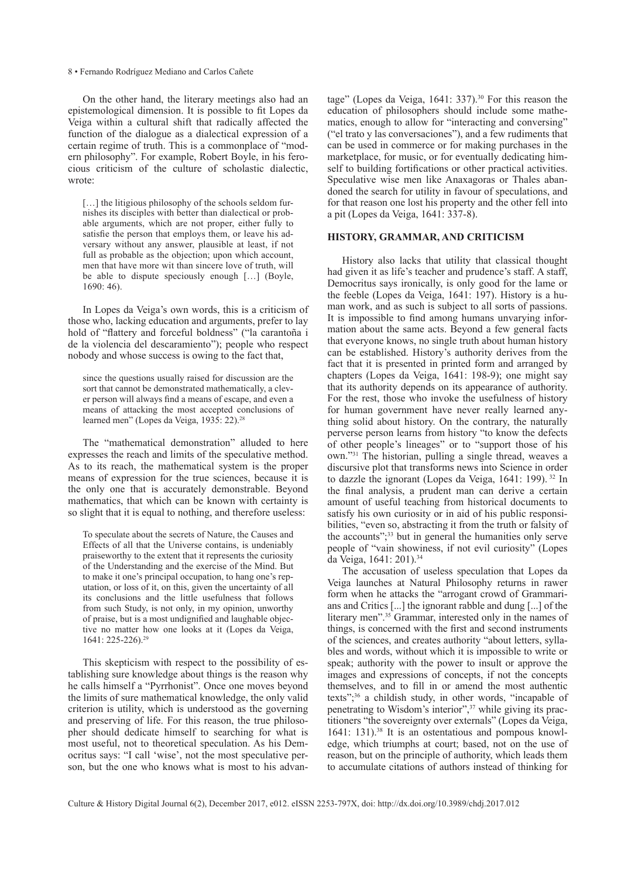On the other hand, the literary meetings also had an epistemological dimension. It is possible to fit Lopes da Veiga within a cultural shift that radically affected the function of the dialogue as a dialectical expression of a certain regime of truth. This is a commonplace of "modern philosophy". For example, Robert Boyle, in his ferocious criticism of the culture of scholastic dialectic, wrote:

> […] the litigious philosophy of the schools seldom furnishes its disciples with better than dialectical or probable arguments, which are not proper, either fully to satisfie the person that employs them, or leave his adversary without any answer, plausible at least, if not full as probable as the objection; upon which account, men that have more wit than sincere love of truth, will be able to dispute speciously enough […] (Boyle, 1690: 46).

In Lopes da Veiga's own words, this is a criticism of those who, lacking education and arguments, prefer to lay hold of "flattery and forceful boldness" ("la carantoña i de la violencia del descaramiento"); people who respect nobody and whose success is owing to the fact that,

> since the questions usually raised for discussion are the sort that cannot be demonstrated mathematically, a clever person will always find a means of escape, and even a means of attacking the most accepted conclusions of learned men" (Lopes da Veiga, 1935: 22).[28]

The "mathematical demonstration" alluded to here expresses the reach and limits of the speculative method. As to its reach, the mathematical system is the proper means of expression for the true sciences, because it is the only one that is accurately demonstrable. Beyond mathematics, that which can be known with certainty is so slight that it is equal to nothing, and therefore useless:

> To speculate about the secrets of Nature, the Causes and Effects of all that the Universe contains, is undeniably praiseworthy to the extent that it represents the curiosity of the Understanding and the exercise of the Mind. But to make it one's principal occupation, to hang one's reputation, or loss of it, on this, given the uncertainty of all its conclusions and the little usefulness that follows from such Study, is not only, in my opinion, unworthy of praise, but is a most undignified and laughable objective no matter how one looks at it (Lopes da Veiga, 1641: 225-226).[29]

This skepticism with respect to the possibility of establishing sure knowledge about things is the reason why he calls himself a "Pyrrhonist". Once one moves beyond the limits of sure mathematical knowledge, the only valid criterion is utility, which is understood as the governing and preserving of life. For this reason, the true philosopher should dedicate himself to searching for what is most useful, not to theoretical speculation. As his Democritus says: "I call 'wise', not the most speculative person, but the one who knows what is most to his advantage" (Lopes da Veiga, 1641: 337).[30] For this reason the education of philosophers should include some mathematics, enough to allow for "interacting and conversing" ("el trato y las conversaciones"), and a few rudiments that can be used in commerce or for making purchases in the marketplace, for music, or for eventually dedicating himself to building fortifications or other practical activities. Speculative wise men like Anaxagoras or Thales abandoned the search for utility in favour of speculations, and for that reason one lost his property and the other fell into a pit (Lopes da Veiga, 1641: 337-8).

## HISTORY, GRAMMAR, AND CRITICISM

History also lacks that utility that classical thought had given it as life's teacher and prudence's staff. A staff, Democritus says ironically, is only good for the lame or the feeble (Lopes da Veiga, 1641: 197). History is a human work, and as such is subject to all sorts of passions. It is impossible to find among humans unvarying information about the same acts. Beyond a few general facts that everyone knows, no single truth about human history can be established. History's authority derives from the fact that it is presented in printed form and arranged by chapters (Lopes da Veiga, 1641: 198-9); one might say that its authority depends on its appearance of authority. For the rest, those who invoke the usefulness of history for human government have never really learned anything solid about history. On the contrary, the naturally perverse person learns from history "to know the defects of other people's lineages" or to "support those of his own."[31] The historian, pulling a single thread, weaves a discursive plot that transforms news into Science in order to dazzle the ignorant (Lopes da Veiga, 1641: 199).[32] In the final analysis, a prudent man can derive a certain amount of useful teaching from historical documents to satisfy his own curiosity or in aid of his public responsibilities, "even so, abstracting it from the truth or falsity of the accounts";[33] but in general the humanities only serve people of "vain showiness, if not evil curiosity" (Lopes da Veiga, 1641: 201).[34]

The accusation of useless speculation that Lopes da Veiga launches at Natural Philosophy returns in rawer form when he attacks the "arrogant crowd of Grammarians and Critics [...] the ignorant rabble and dung [...] of the literary men".[35] Grammar, interested only in the names of things, is concerned with the first and second instruments of the sciences, and creates authority "about letters, syllables and words, without which it is impossible to write or speak; authority with the power to insult or approve the images and expressions of concepts, if not the concepts themselves, and to fill in or amend the most authentic texts";[36] a childish study, in other words, "incapable of penetrating to Wisdom's interior",[37] while giving its practitioners "the sovereignty over externals" (Lopes da Veiga, 1641: 131).[38] It is an ostentatious and pompous knowledge, which triumphs at court; based, not on the use of reason, but on the principle of authority, which leads them to accumulate citations of authors instead of thinking for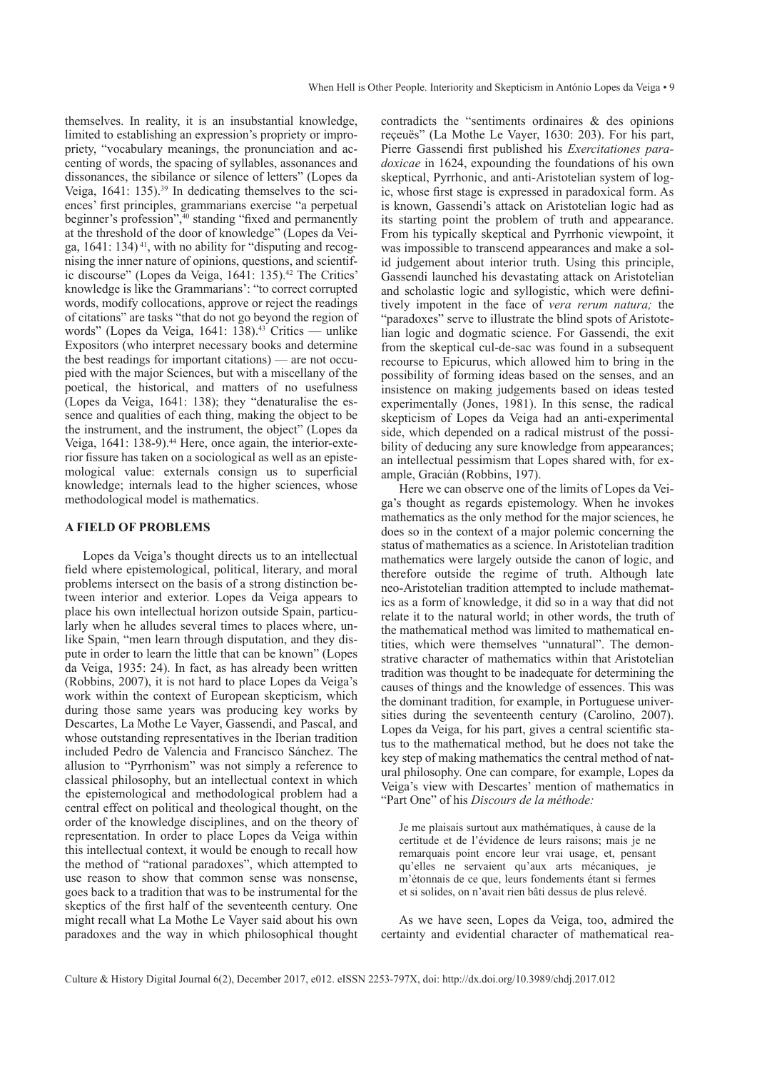themselves. In reality, it is an insubstantial knowledge, limited to establishing an expression's propriety or impropriety, "vocabulary meanings, the pronunciation and accenting of words, the spacing of syllables, assonances and dissonances, the sibilance or silence of letters" (Lopes da Veiga, 1641: 135).[39] In dedicating themselves to the sciences' first principles, grammarians exercise "a perpetual beginner's profession",[40] standing "fixed and permanently at the threshold of the door of knowledge" (Lopes da Veiga, 1641: 134)[41], with no ability for "disputing and recognising the inner nature of opinions, questions, and scientific discourse" (Lopes da Veiga, 1641: 135).[42] The Critics' knowledge is like the Grammarians': "to correct corrupted words, modify collocations, approve or reject the readings of citations" are tasks "that do not go beyond the region of words" (Lopes da Veiga, 1641: 138).[43] Critics — unlike Expositors (who interpret necessary books and determine the best readings for important citations) — are not occupied with the major Sciences, but with a miscellany of the poetical, the historical, and matters of no usefulness (Lopes da Veiga, 1641: 138); they "denaturalise the essence and qualities of each thing, making the object to be the instrument, and the instrument, the object" (Lopes da Veiga, 1641: 138-9).[44] Here, once again, the interior-exterior fissure has taken on a sociological as well as an epistemological value: externals consign us to superficial knowledge; internals lead to the higher sciences, whose methodological model is mathematics.

## A FIELD OF PROBLEMS

Lopes da Veiga's thought directs us to an intellectual field where epistemological, political, literary, and moral problems intersect on the basis of a strong distinction between interior and exterior. Lopes da Veiga appears to place his own intellectual horizon outside Spain, particularly when he alludes several times to places where, unlike Spain, "men learn through disputation, and they dispute in order to learn the little that can be known" (Lopes da Veiga, 1935: 24). In fact, as has already been written (Robbins, 2007), it is not hard to place Lopes da Veiga's work within the context of European skepticism, which during those same years was producing key works by Descartes, La Mothe Le Vayer, Gassendi, and Pascal, and whose outstanding representatives in the Iberian tradition included Pedro de Valencia and Francisco Sánchez. The allusion to "Pyrrhonism" was not simply a reference to classical philosophy, but an intellectual context in which the epistemological and methodological problem had a central effect on political and theological thought, on the order of the knowledge disciplines, and on the theory of representation. In order to place Lopes da Veiga within this intellectual context, it would be enough to recall how the method of "rational paradoxes", which attempted to use reason to show that common sense was nonsense, goes back to a tradition that was to be instrumental for the skeptics of the first half of the seventeenth century. One might recall what La Mothe Le Vayer said about his own paradoxes and the way in which philosophical thought contradicts the "sentiments ordinaires & des opinions reçeuës" (La Mothe Le Vayer, 1630: 203). For his part, Pierre Gassendi first published his *Exercitationes paradoxicae* in 1624, expounding the foundations of his own skeptical, Pyrrhonic, and anti-Aristotelian system of logic, whose first stage is expressed in paradoxical form. As is known, Gassendi's attack on Aristotelian logic had as its starting point the problem of truth and appearance. From his typically skeptical and Pyrrhonic viewpoint, it was impossible to transcend appearances and make a solid judgement about interior truth. Using this principle, Gassendi launched his devastating attack on Aristotelian and scholastic logic and syllogistic, which were definitively impotent in the face of *vera rerum natura;* the "paradoxes" serve to illustrate the blind spots of Aristotelian logic and dogmatic science. For Gassendi, the exit from the skeptical cul-de-sac was found in a subsequent recourse to Epicurus, which allowed him to bring in the possibility of forming ideas based on the senses, and an insistence on making judgements based on ideas tested experimentally (Jones, 1981). In this sense, the radical skepticism of Lopes da Veiga had an anti-experimental side, which depended on a radical mistrust of the possibility of deducing any sure knowledge from appearances; an intellectual pessimism that Lopes shared with, for example, Gracián (Robbins, 197).

Here we can observe one of the limits of Lopes da Veiga's thought as regards epistemology. When he invokes mathematics as the only method for the major sciences, he does so in the context of a major polemic concerning the status of mathematics as a science. In Aristotelian tradition mathematics were largely outside the canon of logic, and therefore outside the regime of truth. Although late neo-Aristotelian tradition attempted to include mathematics as a form of knowledge, it did so in a way that did not relate it to the natural world; in other words, the truth of the mathematical method was limited to mathematical entities, which were themselves "unnatural". The demonstrative character of mathematics within that Aristotelian tradition was thought to be inadequate for determining the causes of things and the knowledge of essences. This was the dominant tradition, for example, in Portuguese universities during the seventeenth century (Carolino, 2007). Lopes da Veiga, for his part, gives a central scientific status to the mathematical method, but he does not take the key step of making mathematics the central method of natural philosophy. One can compare, for example, Lopes da Veiga's view with Descartes' mention of mathematics in "Part One" of his *Discours de la méthode:*

> Je me plaisais surtout aux mathématiques, à cause de la certitude et de l'évidence de leurs raisons; mais je ne remarquais point encore leur vrai usage, et, pensant qu'elles ne servaient qu'aux arts mécaniques, je m'étonnais de ce que, leurs fondements étant si fermes et si solides, on n'avait rien bâti dessus de plus relevé.

As we have seen, Lopes da Veiga, too, admired the certainty and evidential character of mathematical rea-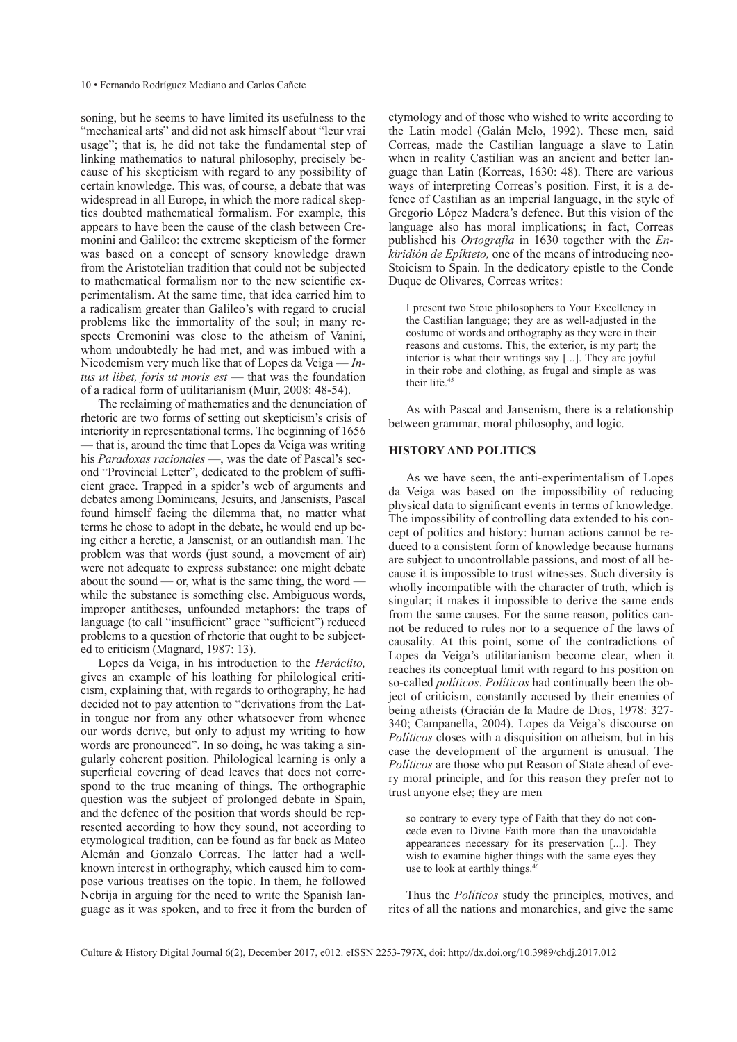soning, but he seems to have limited its usefulness to the "mechanical arts" and did not ask himself about "leur vrai usage"; that is, he did not take the fundamental step of linking mathematics to natural philosophy, precisely because of his skepticism with regard to any possibility of certain knowledge. This was, of course, a debate that was widespread in all Europe, in which the more radical skeptics doubted mathematical formalism. For example, this appears to have been the cause of the clash between Cremonini and Galileo: the extreme skepticism of the former was based on a concept of sensory knowledge drawn from the Aristotelian tradition that could not be subjected to mathematical formalism nor to the new scientific experimentalism. At the same time, that idea carried him to a radicalism greater than Galileo's with regard to crucial problems like the immortality of the soul; in many respects Cremonini was close to the atheism of Vanini, whom undoubtedly he had met, and was imbued with a Nicodemism very much like that of Lopes da Veiga — *Intus ut libet, foris ut moris est* — that was the foundation of a radical form of utilitarianism (Muir, 2008: 48-54).

The reclaiming of mathematics and the denunciation of rhetoric are two forms of setting out skepticism's crisis of interiority in representational terms. The beginning of 1656 — that is, around the time that Lopes da Veiga was writing his *Paradoxas racionales* —, was the date of Pascal's second "Provincial Letter", dedicated to the problem of sufficient grace. Trapped in a spider's web of arguments and debates among Dominicans, Jesuits, and Jansenists, Pascal found himself facing the dilemma that, no matter what terms he chose to adopt in the debate, he would end up being either a heretic, a Jansenist, or an outlandish man. The problem was that words (just sound, a movement of air) were not adequate to express substance: one might debate about the sound — or, what is the same thing, the word — while the substance is something else. Ambiguous words, improper antitheses, unfounded metaphors: the traps of language (to call "insufficient" grace "sufficient") reduced problems to a question of rhetoric that ought to be subjected to criticism (Magnard, 1987: 13).

Lopes da Veiga, in his introduction to the *Heráclito,* gives an example of his loathing for philological criticism, explaining that, with regards to orthography, he had decided not to pay attention to "derivations from the Latin tongue nor from any other whatsoever from whence our words derive, but only to adjust my writing to how words are pronounced". In so doing, he was taking a singularly coherent position. Philological learning is only a superficial covering of dead leaves that does not correspond to the true meaning of things. The orthographic question was the subject of prolonged debate in Spain, and the defence of the position that words should be represented according to how they sound, not according to etymological tradition, can be found as far back as Mateo Alemán and Gonzalo Correas. The latter had a well-known interest in orthography, which caused him to compose various treatises on the topic. In them, he followed Nebrija in arguing for the need to write the Spanish language as it was spoken, and to free it from the burden of etymology and of those who wished to write according to the Latin model (Galán Melo, 1992). These men, said Correas, made the Castilian language a slave to Latin when in reality Castilian was an ancient and better language than Latin (Korreas, 1630: 48). There are various ways of interpreting Correas's position. First, it is a defence of Castilian as an imperial language, in the style of Gregorio López Madera's defence. But this vision of the language also has moral implications; in fact, Correas published his *Ortografía* in 1630 together with the *Enkiridión de Epíkteto,* one of the means of introducing neo-Stoicism to Spain. In the dedicatory epistle to the Conde Duque de Olivares, Correas writes:

> I present two Stoic philosophers to Your Excellency in the Castilian language; they are as well-adjusted in the costume of words and orthography as they were in their reasons and customs. This, the exterior, is my part; the interior is what their writings say [...]. They are joyful in their robe and clothing, as frugal and simple as was their life.[45]

As with Pascal and Jansenism, there is a relationship between grammar, moral philosophy, and logic.

## HISTORY AND POLITICS

As we have seen, the anti-experimentalism of Lopes da Veiga was based on the impossibility of reducing physical data to significant events in terms of knowledge. The impossibility of controlling data extended to his concept of politics and history: human actions cannot be reduced to a consistent form of knowledge because humans are subject to uncontrollable passions, and most of all because it is impossible to trust witnesses. Such diversity is wholly incompatible with the character of truth, which is singular; it makes it impossible to derive the same ends from the same causes. For the same reason, politics cannot be reduced to rules nor to a sequence of the laws of causality. At this point, some of the contradictions of Lopes da Veiga's utilitarianism become clear, when it reaches its conceptual limit with regard to his position on so-called *políticos*. *Políticos* had continually been the object of criticism, constantly accused by their enemies of being atheists (Gracián de la Madre de Dios, 1978: 327-340; Campanella, 2004). Lopes da Veiga's discourse on *Políticos* closes with a disquisition on atheism, but in his case the development of the argument is unusual. The *Políticos* are those who put Reason of State ahead of every moral principle, and for this reason they prefer not to trust anyone else; they are men

> so contrary to every type of Faith that they do not concede even to Divine Faith more than the unavoidable appearances necessary for its preservation [...]. They wish to examine higher things with the same eyes they use to look at earthly things.[46]

Thus the *Políticos* study the principles, motives, and rites of all the nations and monarchies, and give the same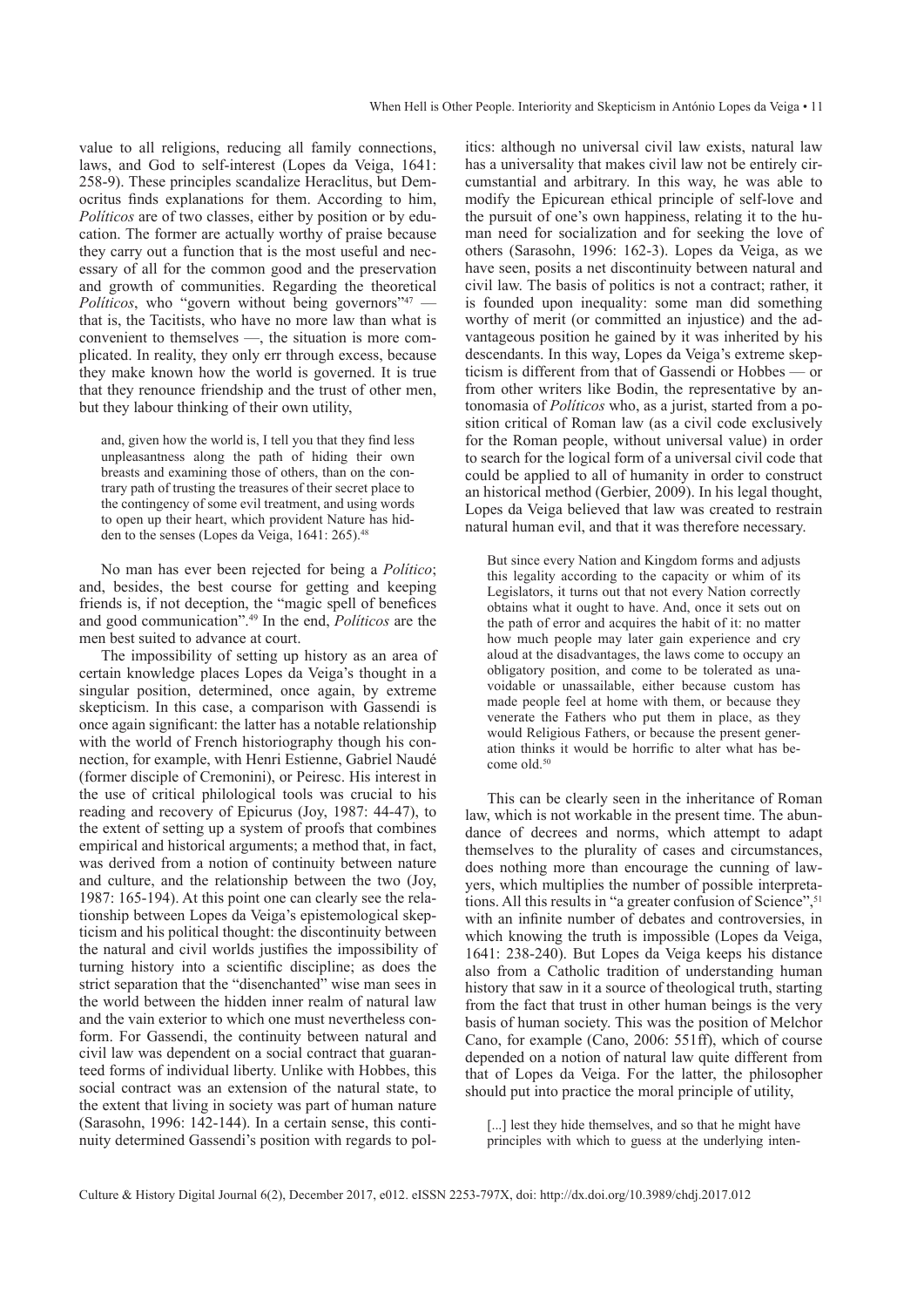value to all religions, reducing all family connections, laws, and God to self-interest (Lopes da Veiga, 1641: 258-9). These principles scandalize Heraclitus, but Democritus finds explanations for them. According to him, *Políticos* are of two classes, either by position or by education. The former are actually worthy of praise because they carry out a function that is the most useful and necessary of all for the common good and the preservation and growth of communities. Regarding the theoretical *Políticos*, who "govern without being governors"[47] — that is, the Tacitists, who have no more law than what is convenient to themselves —, the situation is more complicated. In reality, they only err through excess, because they make known how the world is governed. It is true that they renounce friendship and the trust of other men, but they labour thinking of their own utility,

> and, given how the world is, I tell you that they find less unpleasantness along the path of hiding their own breasts and examining those of others, than on the contrary path of trusting the treasures of their secret place to the contingency of some evil treatment, and using words to open up their heart, which provident Nature has hidden to the senses (Lopes da Veiga, 1641: 265).[48]

No man has ever been rejected for being a *Político*; and, besides, the best course for getting and keeping friends is, if not deception, the "magic spell of benefices and good communication".[49] In the end, *Políticos* are the men best suited to advance at court.

The impossibility of setting up history as an area of certain knowledge places Lopes da Veiga's thought in a singular position, determined, once again, by extreme skepticism. In this case, a comparison with Gassendi is once again significant: the latter has a notable relationship with the world of French historiography though his connection, for example, with Henri Estienne, Gabriel Naudé (former disciple of Cremonini), or Peiresc. His interest in the use of critical philological tools was crucial to his reading and recovery of Epicurus (Joy, 1987: 44-47), to the extent of setting up a system of proofs that combines empirical and historical arguments; a method that, in fact, was derived from a notion of continuity between nature and culture, and the relationship between the two (Joy, 1987: 165-194). At this point one can clearly see the relationship between Lopes da Veiga's epistemological skepticism and his political thought: the discontinuity between the natural and civil worlds justifies the impossibility of turning history into a scientific discipline; as does the strict separation that the "disenchanted" wise man sees in the world between the hidden inner realm of natural law and the vain exterior to which one must nevertheless conform. For Gassendi, the continuity between natural and civil law was dependent on a social contract that guaranteed forms of individual liberty. Unlike with Hobbes, this social contract was an extension of the natural state, to the extent that living in society was part of human nature (Sarasohn, 1996: 142-144). In a certain sense, this continuity determined Gassendi's position with regards to politics: although no universal civil law exists, natural law has a universality that makes civil law not be entirely circumstantial and arbitrary. In this way, he was able to modify the Epicurean ethical principle of self-love and the pursuit of one's own happiness, relating it to the human need for socialization and for seeking the love of others (Sarasohn, 1996: 162-3). Lopes da Veiga, as we have seen, posits a net discontinuity between natural and civil law. The basis of politics is not a contract; rather, it is founded upon inequality: some man did something worthy of merit (or committed an injustice) and the advantageous position he gained by it was inherited by his descendants. In this way, Lopes da Veiga's extreme skepticism is different from that of Gassendi or Hobbes — or from other writers like Bodin, the representative by antonomasia of *Políticos* who, as a jurist, started from a position critical of Roman law (as a civil code exclusively for the Roman people, without universal value) in order to search for the logical form of a universal civil code that could be applied to all of humanity in order to construct an historical method (Gerbier, 2009). In his legal thought, Lopes da Veiga believed that law was created to restrain natural human evil, and that it was therefore necessary.

> But since every Nation and Kingdom forms and adjusts this legality according to the capacity or whim of its Legislators, it turns out that not every Nation correctly obtains what it ought to have. And, once it sets out on the path of error and acquires the habit of it: no matter how much people may later gain experience and cry aloud at the disadvantages, the laws come to occupy an obligatory position, and come to be tolerated as unavoidable or unassailable, either because custom has made people feel at home with them, or because they venerate the Fathers who put them in place, as they would Religious Fathers, or because the present generation thinks it would be horrific to alter what has become old.[50]

This can be clearly seen in the inheritance of Roman law, which is not workable in the present time. The abundance of decrees and norms, which attempt to adapt themselves to the plurality of cases and circumstances, does nothing more than encourage the cunning of lawyers, which multiplies the number of possible interpretations. All this results in "a greater confusion of Science",[51] with an infinite number of debates and controversies, in which knowing the truth is impossible (Lopes da Veiga, 1641: 238-240). But Lopes da Veiga keeps his distance also from a Catholic tradition of understanding human history that saw in it a source of theological truth, starting from the fact that trust in other human beings is the very basis of human society. This was the position of Melchor Cano, for example (Cano, 2006: 551ff), which of course depended on a notion of natural law quite different from that of Lopes da Veiga. For the latter, the philosopher should put into practice the moral principle of utility,

> [...] lest they hide themselves, and so that he might have principles with which to guess at the underlying inten-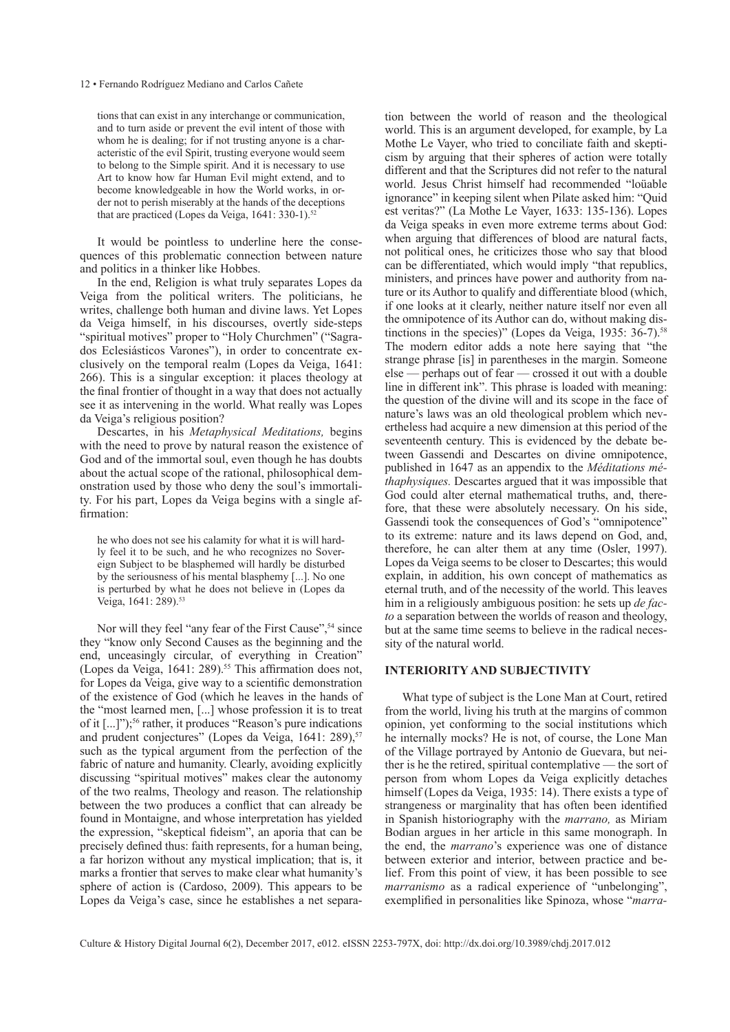tions that can exist in any interchange or communication, and to turn aside or prevent the evil intent of those with whom he is dealing; for if not trusting anyone is a characteristic of the evil Spirit, trusting everyone would seem to belong to the Simple spirit. And it is necessary to use Art to know how far Human Evil might extend, and to become knowledgeable in how the World works, in order not to perish miserably at the hands of the deceptions that are practiced (Lopes da Veiga, 1641: 330-1).[52]

It would be pointless to underline here the consequences of this problematic connection between nature and politics in a thinker like Hobbes.

In the end, Religion is what truly separates Lopes da Veiga from the political writers. The politicians, he writes, challenge both human and divine laws. Yet Lopes da Veiga himself, in his discourses, overtly side-steps "spiritual motives" proper to "Holy Churchmen" ("Sagrados Eclesiásticos Varones"), in order to concentrate exclusively on the temporal realm (Lopes da Veiga, 1641: 266). This is a singular exception: it places theology at the final frontier of thought in a way that does not actually see it as intervening in the world. What really was Lopes da Veiga's religious position?

Descartes, in his *Metaphysical Meditations,* begins with the need to prove by natural reason the existence of God and of the immortal soul, even though he has doubts about the actual scope of the rational, philosophical demonstration used by those who deny the soul's immortality. For his part, Lopes da Veiga begins with a single affirmation:

he who does not see his calamity for what it is will hardly feel it to be such, and he who recognizes no Sovereign Subject to be blasphemed will hardly be disturbed by the seriousness of his mental blasphemy [...]. No one is perturbed by what he does not believe in (Lopes da Veiga, 1641: 289).[53]

Nor will they feel "any fear of the First Cause",[54] since they "know only Second Causes as the beginning and the end, unceasingly circular, of everything in Creation" (Lopes da Veiga, 1641: 289).[55] This affirmation does not, for Lopes da Veiga, give way to a scientific demonstration of the existence of God (which he leaves in the hands of the "most learned men, [...] whose profession it is to treat of it [...]");[56] rather, it produces "Reason's pure indications and prudent conjectures" (Lopes da Veiga, 1641: 289),[57] such as the typical argument from the perfection of the fabric of nature and humanity. Clearly, avoiding explicitly discussing "spiritual motives" makes clear the autonomy of the two realms, Theology and reason. The relationship between the two produces a conflict that can already be found in Montaigne, and whose interpretation has yielded the expression, "skeptical fideism", an aporia that can be precisely defined thus: faith represents, for a human being, a far horizon without any mystical implication; that is, it marks a frontier that serves to make clear what humanity's sphere of action is (Cardoso, 2009). This appears to be Lopes da Veiga's case, since he establishes a net separation between the world of reason and the theological world. This is an argument developed, for example, by La Mothe Le Vayer, who tried to conciliate faith and skepticism by arguing that their spheres of action were totally different and that the Scriptures did not refer to the natural world. Jesus Christ himself had recommended "loüable ignorance" in keeping silent when Pilate asked him: "Quid est veritas?" (La Mothe Le Vayer, 1633: 135-136). Lopes da Veiga speaks in even more extreme terms about God: when arguing that differences of blood are natural facts, not political ones, he criticizes those who say that blood can be differentiated, which would imply "that republics, ministers, and princes have power and authority from nature or its Author to qualify and differentiate blood (which, if one looks at it clearly, neither nature itself nor even all the omnipotence of its Author can do, without making distinctions in the species)" (Lopes da Veiga, 1935: 36-7).[58] The modern editor adds a note here saying that "the strange phrase [is] in parentheses in the margin. Someone else — perhaps out of fear — crossed it out with a double line in different ink". This phrase is loaded with meaning: the question of the divine will and its scope in the face of nature's laws was an old theological problem which nevertheless had acquire a new dimension at this period of the seventeenth century. This is evidenced by the debate between Gassendi and Descartes on divine omnipotence, published in 1647 as an appendix to the *Méditations méthaphysiques.* Descartes argued that it was impossible that God could alter eternal mathematical truths, and, therefore, that these were absolutely necessary. On his side, Gassendi took the consequences of God's "omnipotence" to its extreme: nature and its laws depend on God, and, therefore, he can alter them at any time (Osler, 1997). Lopes da Veiga seems to be closer to Descartes; this would explain, in addition, his own concept of mathematics as eternal truth, and of the necessity of the world. This leaves him in a religiously ambiguous position: he sets up *de facto* a separation between the worlds of reason and theology, but at the same time seems to believe in the radical necessity of the natural world.

## INTERIORITY AND SUBJECTIVITY

What type of subject is the Lone Man at Court, retired from the world, living his truth at the margins of common opinion, yet conforming to the social institutions which he internally mocks? He is not, of course, the Lone Man of the Village portrayed by Antonio de Guevara, but neither is he the retired, spiritual contemplative — the sort of person from whom Lopes da Veiga explicitly detaches himself (Lopes da Veiga, 1935: 14). There exists a type of strangeness or marginality that has often been identified in Spanish historiography with the *marrano,* as Miriam Bodian argues in her article in this same monograph. In the end, the *marrano*'s experience was one of distance between exterior and interior, between practice and belief. From this point of view, it has been possible to see *marranismo* as a radical experience of "unbelonging", exemplified in personalities like Spinoza, whose "*marra-*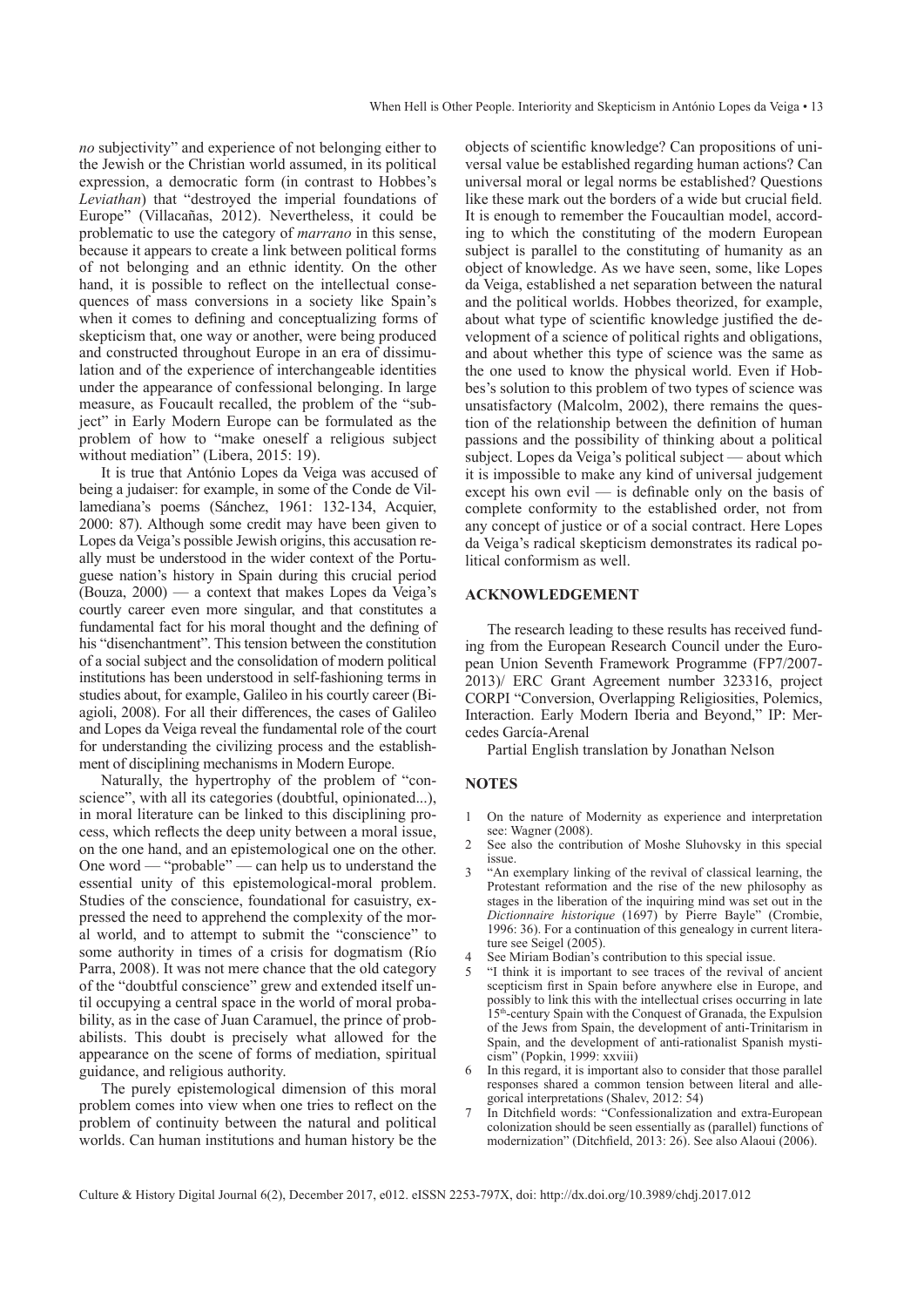*no* subjectivity" and experience of not belonging either to the Jewish or the Christian world assumed, in its political expression, a democratic form (in contrast to Hobbes's *Leviathan*) that "destroyed the imperial foundations of Europe" (Villacañas, 2012). Nevertheless, it could be problematic to use the category of *marrano* in this sense, because it appears to create a link between political forms of not belonging and an ethnic identity. On the other hand, it is possible to reflect on the intellectual consequences of mass conversions in a society like Spain's when it comes to defining and conceptualizing forms of skepticism that, one way or another, were being produced and constructed throughout Europe in an era of dissimulation and of the experience of interchangeable identities under the appearance of confessional belonging. In large measure, as Foucault recalled, the problem of the "subject" in Early Modern Europe can be formulated as the problem of how to "make oneself a religious subject without mediation" (Libera, 2015: 19).

It is true that António Lopes da Veiga was accused of being a judaiser: for example, in some of the Conde de Villamediana's poems (Sánchez, 1961: 132-134, Acquier, 2000: 87). Although some credit may have been given to Lopes da Veiga's possible Jewish origins, this accusation really must be understood in the wider context of the Portuguese nation's history in Spain during this crucial period (Bouza, 2000) — a context that makes Lopes da Veiga's courtly career even more singular, and that constitutes a fundamental fact for his moral thought and the defining of his "disenchantment". This tension between the constitution of a social subject and the consolidation of modern political institutions has been understood in self-fashioning terms in studies about, for example, Galileo in his courtly career (Biagioli, 2008). For all their differences, the cases of Galileo and Lopes da Veiga reveal the fundamental role of the court for understanding the civilizing process and the establishment of disciplining mechanisms in Modern Europe.

Naturally, the hypertrophy of the problem of "conscience", with all its categories (doubtful, opinionated...), in moral literature can be linked to this disciplining process, which reflects the deep unity between a moral issue, on the one hand, and an epistemological one on the other. One word — "probable" — can help us to understand the essential unity of this epistemological-moral problem. Studies of the conscience, foundational for casuistry, expressed the need to apprehend the complexity of the moral world, and to attempt to submit the "conscience" to some authority in times of a crisis for dogmatism (Río Parra, 2008). It was not mere chance that the old category of the "doubtful conscience" grew and extended itself until occupying a central space in the world of moral probability, as in the case of Juan Caramuel, the prince of probabilists. This doubt is precisely what allowed for the appearance on the scene of forms of mediation, spiritual guidance, and religious authority.

The purely epistemological dimension of this moral problem comes into view when one tries to reflect on the problem of continuity between the natural and political worlds. Can human institutions and human history be the objects of scientific knowledge? Can propositions of universal value be established regarding human actions? Can universal moral or legal norms be established? Questions like these mark out the borders of a wide but crucial field. It is enough to remember the Foucaultian model, according to which the constituting of the modern European subject is parallel to the constituting of humanity as an object of knowledge. As we have seen, some, like Lopes da Veiga, established a net separation between the natural and the political worlds. Hobbes theorized, for example, about what type of scientific knowledge justified the development of a science of political rights and obligations, and about whether this type of science was the same as the one used to know the physical world. Even if Hobbes's solution to this problem of two types of science was unsatisfactory (Malcolm, 2002), there remains the question of the relationship between the definition of human passions and the possibility of thinking about a political subject. Lopes da Veiga's political subject — about which it is impossible to make any kind of universal judgement except his own evil — is definable only on the basis of complete conformity to the established order, not from any concept of justice or of a social contract. Here Lopes da Veiga's radical skepticism demonstrates its radical political conformism as well.

## ACKNOWLEDGEMENT

The research leading to these results has received funding from the European Research Council under the European Union Seventh Framework Programme (FP7/2007-2013)/ ERC Grant Agreement number 323316, project CORPI "Conversion, Overlapping Religiosities, Polemics, Interaction. Early Modern Iberia and Beyond," IP: Mercedes García-Arenal

Partial English translation by Jonathan Nelson

## NOTES

1. On the nature of Modernity as experience and interpretation see: Wagner (2008).
2. See also the contribution of Moshe Sluhovsky in this special issue.
3. "An exemplary linking of the revival of classical learning, the Protestant reformation and the rise of the new philosophy as stages in the liberation of the inquiring mind was set out in the *Dictionnaire historique* (1697) by Pierre Bayle" (Crombie, 1996: 36). For a continuation of this genealogy in current literature see Seigel (2005).
4. See Miriam Bodian's contribution to this special issue.
5. "I think it is important to see traces of the revival of ancient scepticism first in Spain before anywhere else in Europe, and possibly to link this with the intellectual crises occurring in late 15th-century Spain with the Conquest of Granada, the Expulsion of the Jews from Spain, the development of anti-Trinitarism in Spain, and the development of anti-rationalist Spanish mysticism" (Popkin, 1999: xxviii)
6. In this regard, it is important also to consider that those parallel responses shared a common tension between literal and allegorical interpretations (Shalev, 2012: 54)
7. In Ditchfield words: "Confessionalization and extra-European colonization should be seen essentially as (parallel) functions of modernization" (Ditchfield, 2013: 26). See also Alaoui (2006).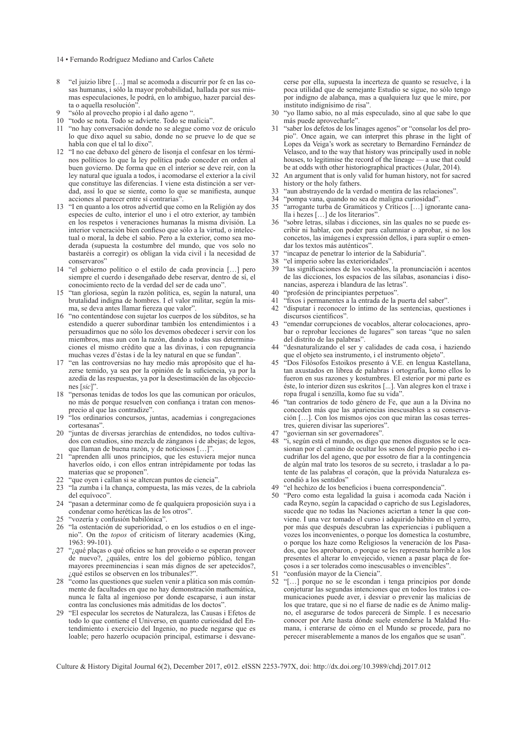8 "el juizio libre […] mal se acomoda a discurrir por fe en las cosas humanas, i sólo la mayor probabilidad, hallada por sus mismas especulaciones, le podrá, en lo ambiguo, hazer parcial desta o aquella resolución".

9 "sólo al provecho propio i al daño ageno ".

10 "todo se nota. Todo se advierte. Todo se malicia".

11 "no hay conversación donde no se alegue como voz de oráculo lo que dixo aquel su sabio, donde no se prueve lo de que se habla con que el tal lo dixo".

12 "I no cae debaxo del género de lisonja el confesar en los términos políticos lo que la ley política pudo conceder en orden al buen govierno. De forma que en el interior se deve reír, con la ley natural que iguala a todos, i acomodarse el exterior a la civil que constituye las diferencias. I viene esta distinción a ser verdad, assí lo que se siente, como lo que se manifiesta, aunque acciones al parecer entre sí contrarias".

13 "I en quanto a los otros advertid que como en la Religión ay dos especies de culto, interior el uno i el otro exterior, ay también en los respetos i veneraciones humanas la misma división. La interior veneración bien confieso que sólo a la virtud, o intelectual o moral, la debe el sabio. Pero a la exterior, como sea moderada (supuesta la costumbre del mundo, que vos solo no bastaréis a corregir) os obligan la vida civil i la necesidad de conservaros"

14 "el gobierno político o el estilo de cada provincia […] pero siempre el cuerdo i desengañado debe reservar, dentro de sí, el conocimiento recto de la verdad del ser de cada uno".

15 "tan gloriosa, según la razón política, es, según la natural, una brutalidad indigna de hombres. I el valor militar, según la misma, se deva antes llamar fiereza que valor".

16 "no contentándose con sujetar los cuerpos de los súbditos, se ha estendido a querer subordinar también los entendimientos i a persuadirnos que no sólo los devemos obedecer i servir con los miembros, mas aun con la razón, dando a todas sus determinaciones el mismo crédito que a las divinas, i con repugnancia muchas vezes d'éstas i de la ley natural en que se fundan".

17 "en las controversias no hay medio más apropósito que el hazerse temido, ya sea por la opinión de la suficiencia, ya por la azedía de las respuestas, ya por la desestimación de las objecciones [*sic*]".

18 "personas tenidas de todos los que las comunican por oráculos, no más de porque resuelven con confiança i tratan con menosprecio al que las contradize".

19 "los ordinarios concursos, juntas, academias i congregaciones cortesanas".

20 "juntas de diversas jerarchías de entendidos, no todos cultivados con estudios, sino mezcla de zánganos i de abejas; de legos, que llaman de buena razón, y de noticiosos […]".

21 "aprenden allí unos principios, que les estuviera mejor nunca haverlos oído, i con ellos entran intrépidamente por todas las materias que se proponen".

22 "que oyen i callan si se altercan puntos de ciencia".

23 "la zumba i la chança, compuesta, las más vezes, de la cabriola del equívoco".

24 "pasan a determinar como de fe qualquiera proposición suya i a condenar como heréticas las de los otros".

25 "vozería y confusión babilónica".

26 "la ostentación de superioridad, o en los estudios o en el ingenio". On the *topos* of criticism of literary academies (King, 1963: 99-101).

27 "¿qué plaças o qué oficios se han proveído o se esperan proveer de nuevo?, ¿quáles, entre los del gobierno público, tengan mayores preeminencias i sean más dignos de ser apetecidos?, ¿qué estilos se observen en los tribunales?".

28 "como las questiones que suelen venir a plática son más comúnmente de facultades en que no hay demonstración mathemática, nunca le falta al ingenioso por donde escaparse, i aun instar contra las conclusiones más admitidas de los doctos".

29 "El especular los secretos de Naturaleza, las Causas i Efetos de todo lo que contiene el Universo, en quanto curiosidad del Entendimiento i exercicio del Ingenio, no puede negarse que es loable; pero hazerlo ocupación principal, estimarse i desvanecerse por ella, supuesta la incerteza de quanto se resuelve, i la poca utilidad que de semejante Estudio se sigue, no sólo tengo por indigno de alabança, mas a qualquiera luz que le mire, por instituto indignísimo de risa".

30 "yo llamo sabio, no al más especulado, sino al que sabe lo que más puede aprovecharle".

31 "saber los defetos de los linages agenos" or "consolar los del propio". Once again, we can interpret this phrase in the light of Lopes da Veiga's work as secretary to Bernardino Fernández de Velasco, and to the way that history was principally used in noble houses, to legitimise the record of the lineage — a use that could be at odds with other historiographical practices (Jular, 2014).

32 An argument that is only valid for human history, not for sacred history or the holy fathers.

33 "aun abstrayendo de la verdad o mentira de las relaciones".

34 "pompa vana, quando no sea de maligna curiosidad".

35 "arrogante turba de Gramáticos y Críticos […] ignorante canalla i hezes […] de los literarios".

36 "sobre letras, sílabas i dicciones, sin las quales no se puede escribir ni hablar, con poder para calumniar o aprobar, si no los concetos, las imágenes i expressión dellos, i para suplir o emendar los textos más auténticos".

37 "incapaz de penetrar lo interior de la Sabiduría".

38 "el imperio sobre las exterioridades".

39 "las significaciones de los vocablos, la pronunciación i acentos de las dicciones, los espacios de las sílabas, asonancias i disonancias, aspereza i blandura de las letras".

40 "profesión de principiantes perpetuos".

41 "fixos i permanentes a la entrada de la puerta del saber".

42 "disputar i reconocer lo íntimo de las sentencias, questiones i discursos científicos".

43 "emendar corrupciones de vocablos, alterar colocaciones, aprobar o reprobar lecciones de lugares" son tareas "que no salen del distrito de las palabras".

44 "desnaturalizando el ser y calidades de cada cosa, i haziendo que el objeto sea instrumento, i el instrumento objeto".

45 "Dos Filósofos Estoikos presento á V.E. en lengua Kastellana, tan axustados en librea de palabras i ortografía, komo ellos lo fueron en sus razones y kostumbres. El esterior por mi parte es éste, lo interior dizen sus eskritos [...]. Van alegres kon el traxe i ropa frugal i senzilla, komo fue su vida".

46 "tan contrarios de todo género de Fe, que aun a la Divina no conceden más que las apariencias inescusables a su conservación […]. Con los mismos ojos con que miran las cosas terrestres, quieren divisar las superiores".

47 "goviernan sin ser governadores".

48 "i, según está el mundo, os digo que menos disgustos se le ocasionan por el camino de ocultar los senos del propio pecho i escudriñar los del ageno, que por essotro de fiar a la contingencia de algún mal trato los tesoros de su secreto, i trasladar a lo patente de las palabras el coraçón, que la próvida Naturaleza escondió a los sentidos"

49 "el hechizo de los beneficios i buena correspondencia".

50 "Pero como esta legalidad la guisa i acomoda cada Nación i cada Reyno, según la capacidad o capricho de sus Legisladores, sucede que no todas las Naciones aciertan a tener la que conviene. I una vez tomado el curso i adquirido hábito en el yerro, por más que después descubran las experiencias i publiquen a vozes los inconvenientes, o porque los domestica la costumbre, o porque los haze como Religiosos la veneración de los Pasados, que los aprobaron, o porque se les representa horrible a los presentes el alterar lo envejecido, vienen a pasar plaça de forçosos i a ser tolerados como inescusables o invencibles".

51 "confusión mayor de la Ciencia".

52 "[…] porque no se le escondan i tenga principios por donde conjeturar las segundas intenciones que en todos los tratos i comunicaciones puede aver, i desviar o prevenir las malicias de los que tratare, que si no el fiarse de nadie es de Ánimo maligno, el asegurarse de todos parecerá de Simple. I es necesario conocer por Arte hasta dónde suele estenderse la Maldad Humana, i enterarse de cómo en el Mundo se procede, para no perecer miserablemente a manos de los engaños que se usan".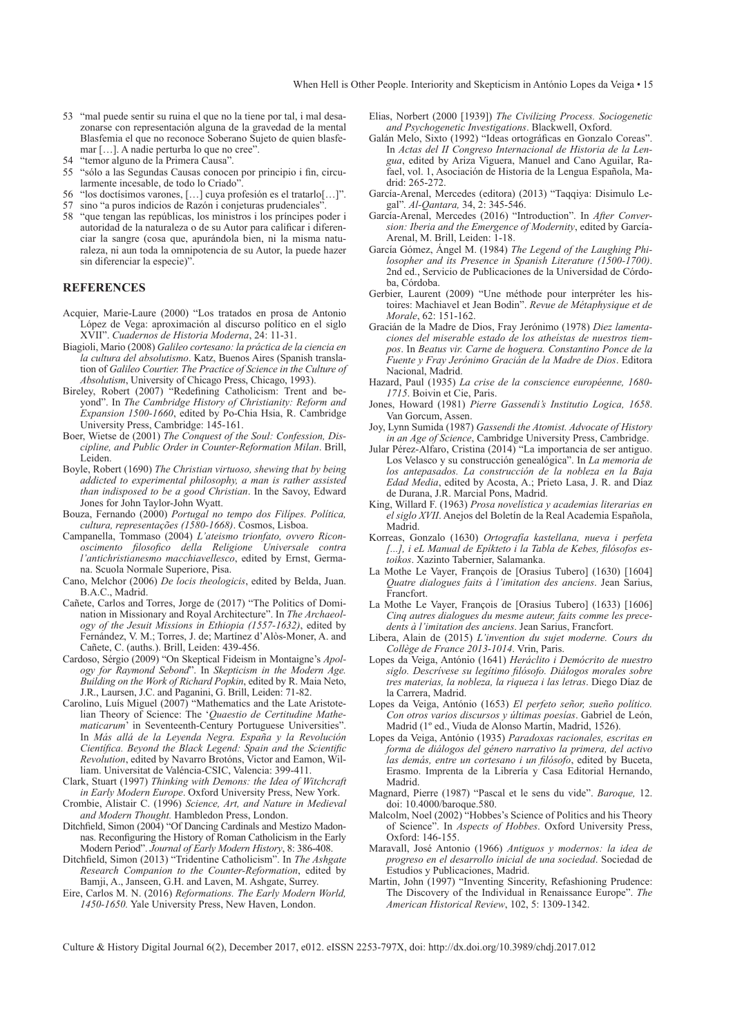53 "mal puede sentir su ruina el que no la tiene por tal, i mal desazonarse con representación alguna de la gravedad de la mental Blasfemia el que no reconoce Soberano Sujeto de quien blasfemar […]. A nadie perturba lo que no cree".

54 "temor alguno de la Primera Causa".

55 "sólo a las Segundas Causas conocen por principio i fin, circularmente incesable, de todo lo Criado".

56 "los doctísimos varones, […] cuya profesión es el tratarlo[…]".

57 sino "a puros indicios de Razón i conjeturas prudenciales".

58 "que tengan las repúblicas, los ministros i los príncipes poder i autoridad de la naturaleza o de su Autor para calificar i diferenciar la sangre (cosa que, apurándola bien, ni la misma naturaleza, ni aun toda la omnipotencia de su Autor, la puede hazer sin diferenciar la especie)".

## REFERENCES

Acquier, Marie-Laure (2000) "Los tratados en prosa de Antonio López de Vega: aproximación al discurso político en el siglo XVII". *Cuadernos de Historia Moderna*, 24: 11-31.

Biagioli, Mario (2008) *Galileo cortesano: la práctica de la ciencia en la cultura del absolutismo*. Katz, Buenos Aires (Spanish translation of *Galileo Courtier. The Practice of Science in the Culture of Absolutism*, University of Chicago Press, Chicago, 1993).

Bireley, Robert (2007) "Redefining Catholicism: Trent and beyond". In *The Cambridge History of Christianity: Reform and Expansion 1500-1660*, edited by Po-Chia Hsia, R. Cambridge University Press, Cambridge: 145-161.

Boer, Wietse de (2001) *The Conquest of the Soul: Confession, Discipline, and Public Order in Counter-Reformation Milan*. Brill, Leiden.

Boyle, Robert (1690) *The Christian virtuoso, shewing that by being addicted to experimental philosophy, a man is rather assisted than indisposed to be a good Christian*. In the Savoy, Edward Jones for John Taylor-John Wyatt.

Bouza, Fernando (2000) *Portugal no tempo dos Filipes. Política, cultura, representações (1580-1668)*. Cosmos, Lisboa.

Campanella, Tommaso (2004) *L'ateismo trionfato, ovvero Riconoscimento filosofico della Religione Universale contra l'antichristianesmo macchiavellesco*, edited by Ernst, Germana. Scuola Normale Superiore, Pisa.

Cano, Melchor (2006) *De locis theologicis*, edited by Belda, Juan. B.A.C., Madrid.

Cañete, Carlos and Torres, Jorge de (2017) "The Politics of Domination in Missionary and Royal Architecture". In *The Archaeology of the Jesuit Missions in Ethiopia (1557-1632)*, edited by Fernández, V. M.; Torres, J. de; Martínez d'Alòs-Moner, A. and Cañete, C. (auths.). Brill, Leiden: 439-456.

Cardoso, Sérgio (2009) "On Skeptical Fideism in Montaigne's *Apology for Raymond Sebond*". In *Skepticism in the Modern Age. Building on the Work of Richard Popkin*, edited by R. Maia Neto, J.R., Laursen, J.C. and Paganini, G. Brill, Leiden: 71-82.

Carolino, Luís Miguel (2007) "Mathematics and the Late Aristotelian Theory of Science: The '*Quaestio de Certitudine Mathematicarum*' in Seventeenth-Century Portuguese Universities". In *Más allá de la Leyenda Negra. España y la Revolución Científica. Beyond the Black Legend: Spain and the Scientific Revolution*, edited by Navarro Brotóns, Victor and Eamon, William. Universitat de Valéncia-CSIC, Valencia: 399-411.

Clark, Stuart (1997) *Thinking with Demons: the Idea of Witchcraft in Early Modern Europe*. Oxford University Press, New York.

Crombie, Alistair C. (1996) *Science, Art, and Nature in Medieval and Modern Thought.* Hambledon Press, London.

Ditchfield, Simon (2004) "Of Dancing Cardinals and Mestizo Madonnas. Reconfiguring the History of Roman Catholicism in the Early Modern Period". *Journal of Early Modern History*, 8: 386-408.

Ditchfield, Simon (2013) "Tridentine Catholicism". In *The Ashgate Research Companion to the Counter-Reformation*, edited by Bamji, A., Janseen, G.H. and Laven, M. Ashgate, Surrey.

Eire, Carlos M. N. (2016) *Reformations. The Early Modern World, 1450-1650.* Yale University Press, New Haven, London.

Elias, Norbert (2000 [1939]) *The Civilizing Process. Sociogenetic and Psychogenetic Investigations*. Blackwell, Oxford.

Galán Melo, Sixto (1992) "Ideas ortográficas en Gonzalo Coreas". In *Actas del II Congreso Internacional de Historia de la Lengua*, edited by Ariza Viguera, Manuel and Cano Aguilar, Rafael, vol. 1, Asociación de Historia de la Lengua Española, Madrid: 265-272.

García-Arenal, Mercedes (editora) (2013) "Taqqiya: Disimulo Legal". *Al-Qantara,* 34, 2: 345-546.

García-Arenal, Mercedes (2016) "Introduction". In *After Conversion: Iberia and the Emergence of Modernity*, edited by García-Arenal, M. Brill, Leiden: 1-18.

García Gómez, Ángel M. (1984) *The Legend of the Laughing Philosopher and its Presence in Spanish Literature (1500-1700)*. 2nd ed., Servicio de Publicaciones de la Universidad de Córdoba, Córdoba.

Gerbier, Laurent (2009) "Une méthode pour interpréter les histoires: Machiavel et Jean Bodin". *Revue de Métaphysique et de Morale*, 62: 151-162.

Gracián de la Madre de Dios, Fray Jerónimo (1978) *Diez lamentaciones del miserable estado de los atheístas de nuestros tiempos*. In *Beatus vir. Carne de hoguera. Constantino Ponce de la Fuente y Fray Jerónimo Gracián de la Madre de Dios*. Editora Nacional, Madrid.

Hazard, Paul (1935) *La crise de la conscience européenne, 1680-1715*. Boivin et Cie, Paris.

Jones, Howard (1981) *Pierre Gassendi's Institutio Logica, 1658*. Van Gorcum, Assen.

Joy, Lynn Sumida (1987) *Gassendi the Atomist. Advocate of History in an Age of Science*, Cambridge University Press, Cambridge.

Jular Pérez-Alfaro, Cristina (2014) "La importancia de ser antiguo. Los Velasco y su construcción genealógica". In *La memoria de los antepasados. La construcción de la nobleza en la Baja Edad Media*, edited by Acosta, A.; Prieto Lasa, J. R. and Díaz de Durana, J.R. Marcial Pons, Madrid.

King, Willard F. (1963) *Prosa novelística y academias literarias en el siglo XVII*. Anejos del Boletín de la Real Academia Española, Madrid.

Korreas, Gonzalo (1630) *Ortografía kastellana, nueva i perfeta [...], i eL Manual de Epíkteto i la Tabla de Kebes, filósofos estoikos*. Xazinto Tabernier, Salamanka.

La Mothe Le Vayer, François de [Orasius Tubero] (1630) [1604] *Quatre dialogues faits à l'imitation des anciens*. Jean Sarius, Francfort.

La Mothe Le Vayer, François de [Orasius Tubero] (1633) [1606] *Cinq autres dialogues du mesme auteur, faits comme les precedents à l'imitation des anciens*. Jean Sarius, Francfort.

Libera, Alain de (2015) *L'invention du sujet moderne. Cours du Collège de France 2013-1014*. Vrin, Paris.

Lopes da Veiga, António (1641) *Heráclito i Demócrito de nuestro siglo. Descrívese su legítimo filósofo. Diálogos morales sobre tres materias, la nobleza, la riqueza i las letras*. Diego Díaz de la Carrera, Madrid.

Lopes da Veiga, António (1653) *El perfeto señor, sueño político. Con otros varios discursos y últimas poesías*. Gabriel de León, Madrid (1º ed., Viuda de Alonso Martín, Madrid, 1526).

Lopes da Veiga, António (1935) *Paradoxas racionales, escritas en forma de diálogos del género narrativo la primera, del activo las demás, entre un cortesano i un filósofo*, edited by Buceta, Erasmo. Imprenta de la Librería y Casa Editorial Hernando, Madrid.

Magnard, Pierre (1987) "Pascal et le sens du vide". *Baroque,* 12. doi: 10.4000/baroque.580.

Malcolm, Noel (2002) "Hobbes's Science of Politics and his Theory of Science". In *Aspects of Hobbes*. Oxford University Press, Oxford: 146-155.

Maravall, José Antonio (1966) *Antiguos y modernos: la idea de progreso en el desarrollo inicial de una sociedad*. Sociedad de Estudios y Publicaciones, Madrid.

Martin, John (1997) "Inventing Sincerity, Refashioning Prudence: The Discovery of the Individual in Renaissance Europe". *The American Historical Review*, 102, 5: 1309-1342.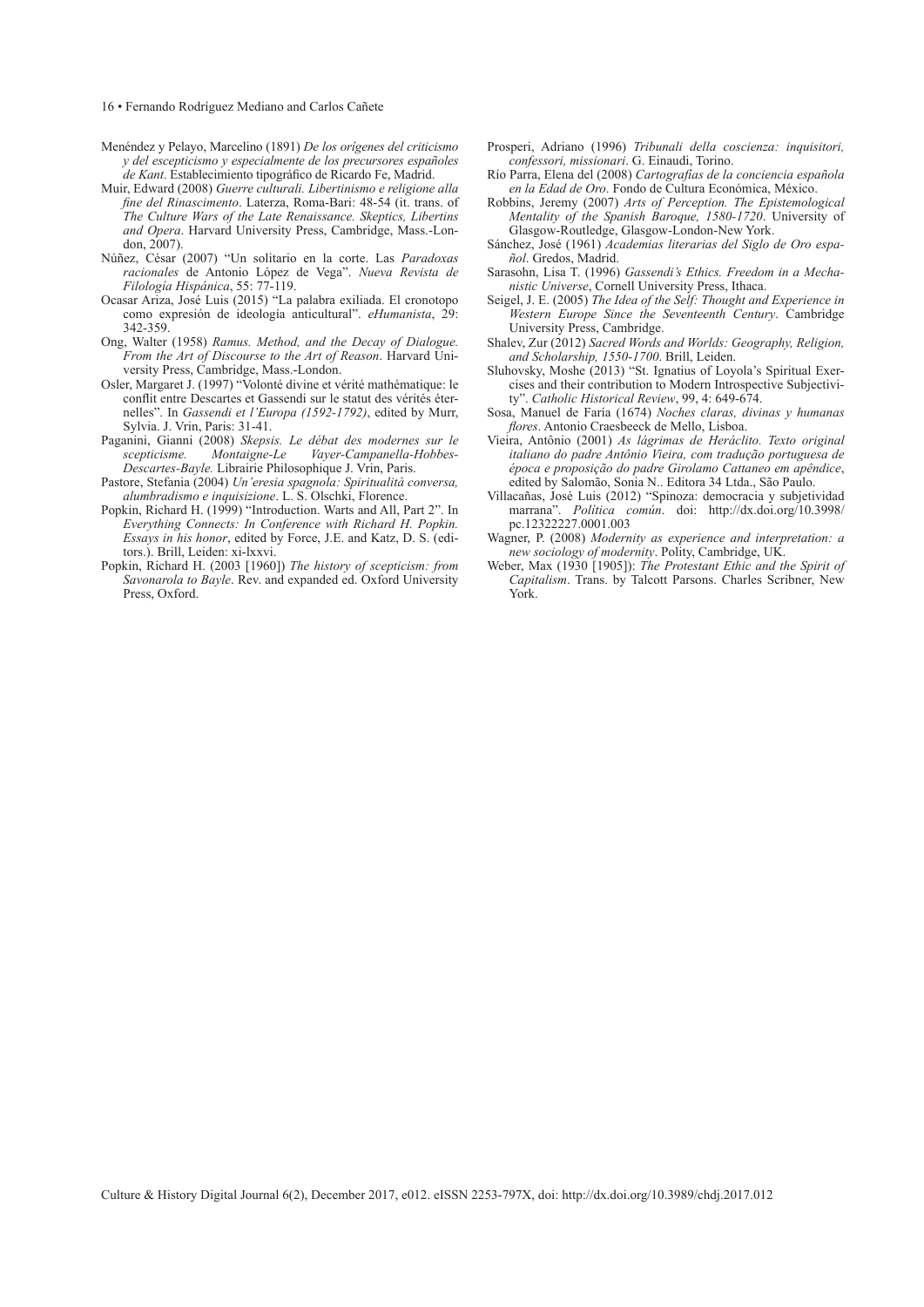Menéndez y Pelayo, Marcelino (1891) *De los orígenes del criticismo y del escepticismo y especialmente de los precursores españoles de Kant*. Establecimiento tipográfico de Ricardo Fe, Madrid.

Muir, Edward (2008) *Guerre culturali. Libertinismo e religione alla fine del Rinascimento*. Laterza, Roma-Bari: 48-54 (it. trans. of *The Culture Wars of the Late Renaissance. Skeptics, Libertins and Opera*. Harvard University Press, Cambridge, Mass.-London, 2007).

Núñez, César (2007) "Un solitario en la corte. Las *Paradoxas racionales* de Antonio López de Vega". *Nueva Revista de Filología Hispánica*, 55: 77-119.

Ocasar Ariza, José Luis (2015) "La palabra exiliada. El cronotopo como expresión de ideología anticultural". *eHumanista*, 29: 342-359.

Ong, Walter (1958) *Ramus. Method, and the Decay of Dialogue. From the Art of Discourse to the Art of Reason*. Harvard University Press, Cambridge, Mass.-London.

Osler, Margaret J. (1997) "Volonté divine et vérité mathématique: le conflit entre Descartes et Gassendi sur le statut des vérités éternelles". In *Gassendi et l'Europa (1592-1792)*, edited by Murr, Sylvia. J. Vrin, Paris: 31-41.

Paganini, Gianni (2008) *Skepsis. Le débat des modernes sur le scepticisme. Montaigne-Le Vayer-Campanella-Hobbes-Descartes-Bayle.* Librairie Philosophique J. Vrin, Paris.

Pastore, Stefania (2004) *Un'eresia spagnola: Spiritualità conversa, alumbradismo e inquisizione*. L. S. Olschki, Florence.

Popkin, Richard H. (1999) "Introduction. Warts and All, Part 2". In *Everything Connects: In Conference with Richard H. Popkin. Essays in his honor*, edited by Force, J.E. and Katz, D. S. (editors.). Brill, Leiden: xi-lxxvi.

Popkin, Richard H. (2003 [1960]) *The history of scepticism: from Savonarola to Bayle*. Rev. and expanded ed. Oxford University Press, Oxford.

Prosperi, Adriano (1996) *Tribunali della coscienza: inquisitori, confessori, missionari*. G. Einaudi, Torino.

Río Parra, Elena del (2008) *Cartografías de la conciencia española en la Edad de Oro*. Fondo de Cultura Económica, México.

Robbins, Jeremy (2007) *Arts of Perception. The Epistemological Mentality of the Spanish Baroque, 1580-1720*. University of Glasgow-Routledge, Glasgow-London-New York.

Sánchez, José (1961) *Academias literarias del Siglo de Oro español*. Gredos, Madrid.

Sarasohn, Lisa T. (1996) *Gassendi's Ethics. Freedom in a Mechanistic Universe*, Cornell University Press, Ithaca.

Seigel, J. E. (2005) *The Idea of the Self: Thought and Experience in Western Europe Since the Seventeenth Century*. Cambridge University Press, Cambridge.

Shalev, Zur (2012) *Sacred Words and Worlds: Geography, Religion, and Scholarship, 1550-1700*. Brill, Leiden.

Sluhovsky, Moshe (2013) "St. Ignatius of Loyola's Spiritual Exercises and their contribution to Modern Introspective Subjectivity". *Catholic Historical Review*, 99, 4: 649-674.

Sosa, Manuel de Faría (1674) *Noches claras, divinas y humanas flores*. Antonio Craesbeeck de Mello, Lisboa.

Vieira, Antônio (2001) *As lágrimas de Heráclito. Texto original italiano do padre Antônio Vieira, com tradução portuguesa de época e proposição do padre Girolamo Cattaneo em apêndice*, edited by Salomão, Sonia N.. Editora 34 Ltda., São Paulo.

Villacañas, José Luis (2012) "Spinoza: democracia y subjetividad marrana". *Política común*. doi: http://dx.doi.org/10.3998/pc.12322227.0001.003

Wagner, P. (2008) *Modernity as experience and interpretation: a new sociology of modernity*. Polity, Cambridge, UK.

Weber, Max (1930 [1905]): *The Protestant Ethic and the Spirit of Capitalism*. Trans. by Talcott Parsons. Charles Scribner, New York.